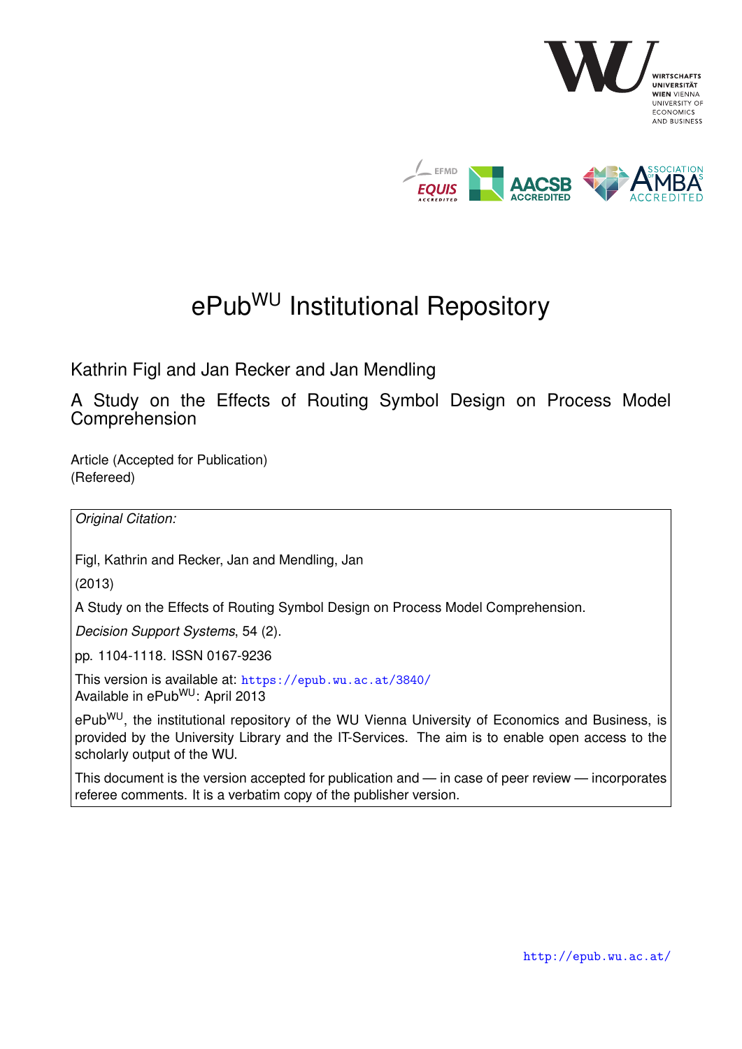# ePub$^{WU}$ Institutional Repository

Kathrin Figl and Jan Recker and Jan Mendling

A Study on the Effects of Routing Symbol Design on Process Model Comprehension

Article (Accepted for Publication)
(Refereed)

*Original Citation:*

Figl, Kathrin and Recker, Jan and Mendling, Jan

(2013)

A Study on the Effects of Routing Symbol Design on Process Model Comprehension.

*Decision Support Systems*, 54 (2).

pp. 1104-1118. ISSN 0167-9236

This version is available at: https://epub.wu.ac.at/3840/
Available in ePub$^{WU}$: April 2013

ePub$^{WU}$, the institutional repository of the WU Vienna University of Economics and Business, is provided by the University Library and the IT-Services. The aim is to enable open access to the scholarly output of the WU.

This document is the version accepted for publication and — in case of peer review — incorporates referee comments. It is a verbatim copy of the publisher version.

http://epub.wu.ac.at/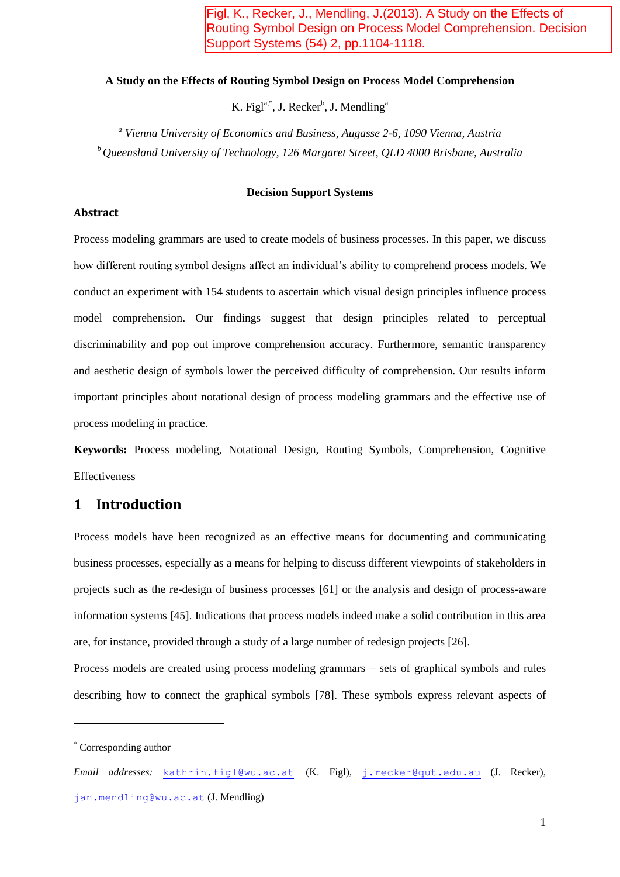Figl, K., Recker, J., Mendling, J.(2013). A Study on the Effects of Routing Symbol Design on Process Model Comprehension. Decision Support Systems (54) 2, pp.1104-1118.

**A Study on the Effects of Routing Symbol Design on Process Model Comprehension**

K. Figl[a,*], J. Recker[b], J. Mendling[a]

[a] *Vienna University of Economics and Business, Augasse 2-6, 1090 Vienna, Austria*

[b] *Queensland University of Technology, 126 Margaret Street, QLD 4000 Brisbane, Australia*

**Decision Support Systems**

**Abstract**

Process modeling grammars are used to create models of business processes. In this paper, we discuss how different routing symbol designs affect an individual's ability to comprehend process models. We conduct an experiment with 154 students to ascertain which visual design principles influence process model comprehension. Our findings suggest that design principles related to perceptual discriminability and pop out improve comprehension accuracy. Furthermore, semantic transparency and aesthetic design of symbols lower the perceived difficulty of comprehension. Our results inform important principles about notational design of process modeling grammars and the effective use of process modeling in practice.

**Keywords:** Process modeling, Notational Design, Routing Symbols, Comprehension, Cognitive Effectiveness

# 1 Introduction

Process models have been recognized as an effective means for documenting and communicating business processes, especially as a means for helping to discuss different viewpoints of stakeholders in projects such as the re-design of business processes [61] or the analysis and design of process-aware information systems [45]. Indications that process models indeed make a solid contribution in this area are, for instance, provided through a study of a large number of redesign projects [26].

Process models are created using process modeling grammars – sets of graphical symbols and rules describing how to connect the graphical symbols [78]. These symbols express relevant aspects of

[*] Corresponding author

*Email addresses:* kathrin.figl@wu.ac.at (K. Figl), j.recker@qut.edu.au (J. Recker), jan.mendling@wu.ac.at (J. Mendling)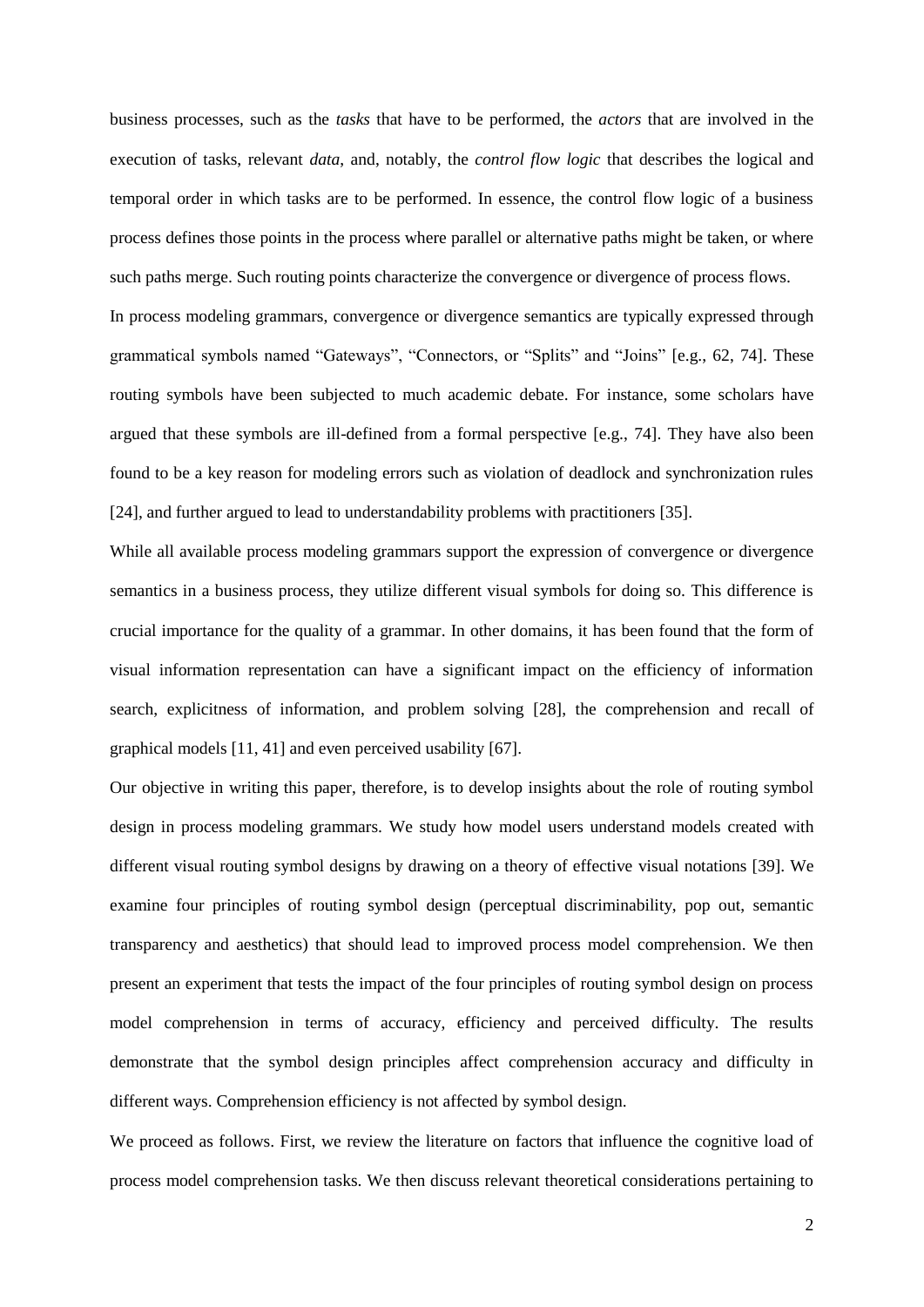business processes, such as the *tasks* that have to be performed, the *actors* that are involved in the execution of tasks, relevant *data*, and, notably, the *control flow logic* that describes the logical and temporal order in which tasks are to be performed. In essence, the control flow logic of a business process defines those points in the process where parallel or alternative paths might be taken, or where such paths merge. Such routing points characterize the convergence or divergence of process flows.

In process modeling grammars, convergence or divergence semantics are typically expressed through grammatical symbols named "Gateways", "Connectors, or "Splits" and "Joins" [e.g., 62, 74]. These routing symbols have been subjected to much academic debate. For instance, some scholars have argued that these symbols are ill-defined from a formal perspective [e.g., 74]. They have also been found to be a key reason for modeling errors such as violation of deadlock and synchronization rules [24], and further argued to lead to understandability problems with practitioners [35].

While all available process modeling grammars support the expression of convergence or divergence semantics in a business process, they utilize different visual symbols for doing so. This difference is crucial importance for the quality of a grammar. In other domains, it has been found that the form of visual information representation can have a significant impact on the efficiency of information search, explicitness of information, and problem solving [28], the comprehension and recall of graphical models [11, 41] and even perceived usability [67].

Our objective in writing this paper, therefore, is to develop insights about the role of routing symbol design in process modeling grammars. We study how model users understand models created with different visual routing symbol designs by drawing on a theory of effective visual notations [39]. We examine four principles of routing symbol design (perceptual discriminability, pop out, semantic transparency and aesthetics) that should lead to improved process model comprehension. We then present an experiment that tests the impact of the four principles of routing symbol design on process model comprehension in terms of accuracy, efficiency and perceived difficulty. The results demonstrate that the symbol design principles affect comprehension accuracy and difficulty in different ways. Comprehension efficiency is not affected by symbol design.

We proceed as follows. First, we review the literature on factors that influence the cognitive load of process model comprehension tasks. We then discuss relevant theoretical considerations pertaining to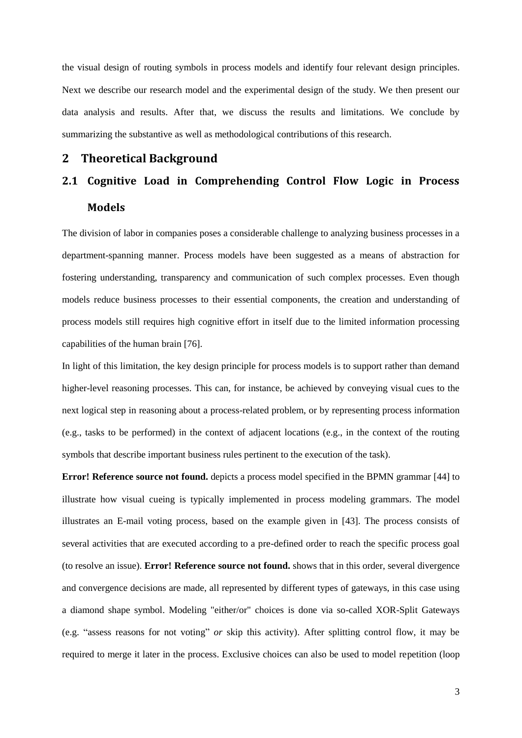the visual design of routing symbols in process models and identify four relevant design principles. Next we describe our research model and the experimental design of the study. We then present our data analysis and results. After that, we discuss the results and limitations. We conclude by summarizing the substantive as well as methodological contributions of this research.

# 2 Theoretical Background

## 2.1 Cognitive Load in Comprehending Control Flow Logic in Process Models

The division of labor in companies poses a considerable challenge to analyzing business processes in a department-spanning manner. Process models have been suggested as a means of abstraction for fostering understanding, transparency and communication of such complex processes. Even though models reduce business processes to their essential components, the creation and understanding of process models still requires high cognitive effort in itself due to the limited information processing capabilities of the human brain [76].

In light of this limitation, the key design principle for process models is to support rather than demand higher-level reasoning processes. This can, for instance, be achieved by conveying visual cues to the next logical step in reasoning about a process-related problem, or by representing process information (e.g., tasks to be performed) in the context of adjacent locations (e.g., in the context of the routing symbols that describe important business rules pertinent to the execution of the task).

**Error! Reference source not found.** depicts a process model specified in the BPMN grammar [44] to illustrate how visual cueing is typically implemented in process modeling grammars. The model illustrates an E-mail voting process, based on the example given in [43]. The process consists of several activities that are executed according to a pre-defined order to reach the specific process goal (to resolve an issue). **Error! Reference source not found.** shows that in this order, several divergence and convergence decisions are made, all represented by different types of gateways, in this case using a diamond shape symbol. Modeling "either/or" choices is done via so-called XOR-Split Gateways (e.g. "assess reasons for not voting" *or* skip this activity). After splitting control flow, it may be required to merge it later in the process. Exclusive choices can also be used to model repetition (loop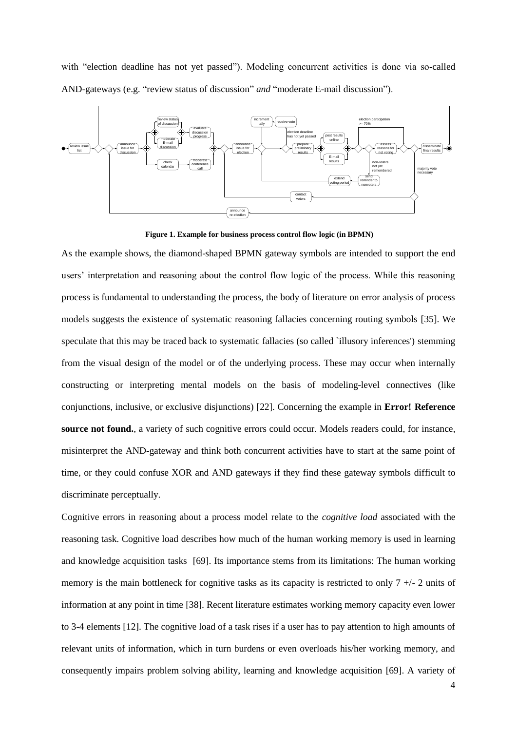with "election deadline has not yet passed"). Modeling concurrent activities is done via so-called AND-gateways (e.g. "review status of discussion" *and* "moderate E-mail discussion").

**Figure 1. Example for business process control flow logic (in BPMN)**

As the example shows, the diamond-shaped BPMN gateway symbols are intended to support the end users' interpretation and reasoning about the control flow logic of the process. While this reasoning process is fundamental to understanding the process, the body of literature on error analysis of process models suggests the existence of systematic reasoning fallacies concerning routing symbols [35]. We speculate that this may be traced back to systematic fallacies (so called `illusory inferences') stemming from the visual design of the model or of the underlying process. These may occur when internally constructing or interpreting mental models on the basis of modeling-level connectives (like conjunctions, inclusive, or exclusive disjunctions) [22]. Concerning the example in **Error! Reference source not found.**, a variety of such cognitive errors could occur. Models readers could, for instance, misinterpret the AND-gateway and think both concurrent activities have to start at the same point of time, or they could confuse XOR and AND gateways if they find these gateway symbols difficult to discriminate perceptually.

Cognitive errors in reasoning about a process model relate to the *cognitive load* associated with the reasoning task. Cognitive load describes how much of the human working memory is used in learning and knowledge acquisition tasks [69]. Its importance stems from its limitations: The human working memory is the main bottleneck for cognitive tasks as its capacity is restricted to only 7 +/- 2 units of information at any point in time [38]. Recent literature estimates working memory capacity even lower to 3-4 elements [12]. The cognitive load of a task rises if a user has to pay attention to high amounts of relevant units of information, which in turn burdens or even overloads his/her working memory, and consequently impairs problem solving ability, learning and knowledge acquisition [69]. A variety of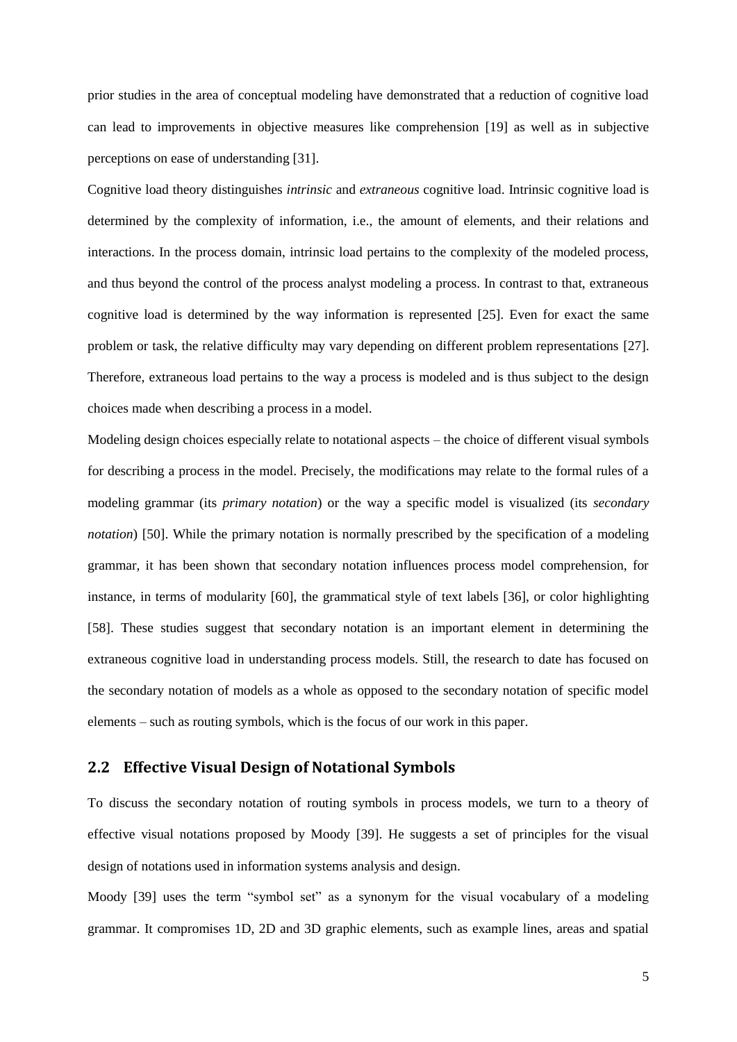prior studies in the area of conceptual modeling have demonstrated that a reduction of cognitive load can lead to improvements in objective measures like comprehension [19] as well as in subjective perceptions on ease of understanding [31].

Cognitive load theory distinguishes *intrinsic* and *extraneous* cognitive load. Intrinsic cognitive load is determined by the complexity of information, i.e., the amount of elements, and their relations and interactions. In the process domain, intrinsic load pertains to the complexity of the modeled process, and thus beyond the control of the process analyst modeling a process. In contrast to that, extraneous cognitive load is determined by the way information is represented [25]. Even for exact the same problem or task, the relative difficulty may vary depending on different problem representations [27]. Therefore, extraneous load pertains to the way a process is modeled and is thus subject to the design choices made when describing a process in a model.

Modeling design choices especially relate to notational aspects – the choice of different visual symbols for describing a process in the model. Precisely, the modifications may relate to the formal rules of a modeling grammar (its *primary notation*) or the way a specific model is visualized (its *secondary notation*) [50]. While the primary notation is normally prescribed by the specification of a modeling grammar, it has been shown that secondary notation influences process model comprehension, for instance, in terms of modularity [60], the grammatical style of text labels [36], or color highlighting [58]. These studies suggest that secondary notation is an important element in determining the extraneous cognitive load in understanding process models. Still, the research to date has focused on the secondary notation of models as a whole as opposed to the secondary notation of specific model elements – such as routing symbols, which is the focus of our work in this paper.

## 2.2 Effective Visual Design of Notational Symbols

To discuss the secondary notation of routing symbols in process models, we turn to a theory of effective visual notations proposed by Moody [39]. He suggests a set of principles for the visual design of notations used in information systems analysis and design.

Moody [39] uses the term "symbol set" as a synonym for the visual vocabulary of a modeling grammar. It compromises 1D, 2D and 3D graphic elements, such as example lines, areas and spatial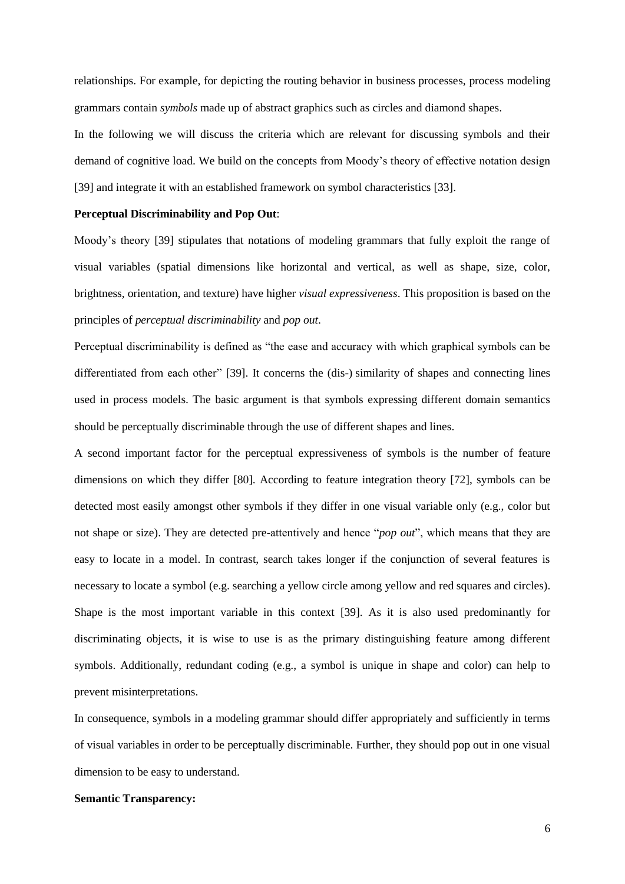relationships. For example, for depicting the routing behavior in business processes, process modeling grammars contain *symbols* made up of abstract graphics such as circles and diamond shapes.

In the following we will discuss the criteria which are relevant for discussing symbols and their demand of cognitive load. We build on the concepts from Moody's theory of effective notation design [39] and integrate it with an established framework on symbol characteristics [33].

**Perceptual Discriminability and Pop Out**:

Moody's theory [39] stipulates that notations of modeling grammars that fully exploit the range of visual variables (spatial dimensions like horizontal and vertical, as well as shape, size, color, brightness, orientation, and texture) have higher *visual expressiveness*. This proposition is based on the principles of *perceptual discriminability* and *pop out*.

Perceptual discriminability is defined as "the ease and accuracy with which graphical symbols can be differentiated from each other" [39]. It concerns the (dis-) similarity of shapes and connecting lines used in process models. The basic argument is that symbols expressing different domain semantics should be perceptually discriminable through the use of different shapes and lines.

A second important factor for the perceptual expressiveness of symbols is the number of feature dimensions on which they differ [80]. According to feature integration theory [72], symbols can be detected most easily amongst other symbols if they differ in one visual variable only (e.g., color but not shape or size). They are detected pre-attentively and hence "*pop out*", which means that they are easy to locate in a model. In contrast, search takes longer if the conjunction of several features is necessary to locate a symbol (e.g. searching a yellow circle among yellow and red squares and circles). Shape is the most important variable in this context [39]. As it is also used predominantly for discriminating objects, it is wise to use is as the primary distinguishing feature among different symbols. Additionally, redundant coding (e.g., a symbol is unique in shape and color) can help to prevent misinterpretations.

In consequence, symbols in a modeling grammar should differ appropriately and sufficiently in terms of visual variables in order to be perceptually discriminable. Further, they should pop out in one visual dimension to be easy to understand.

**Semantic Transparency:**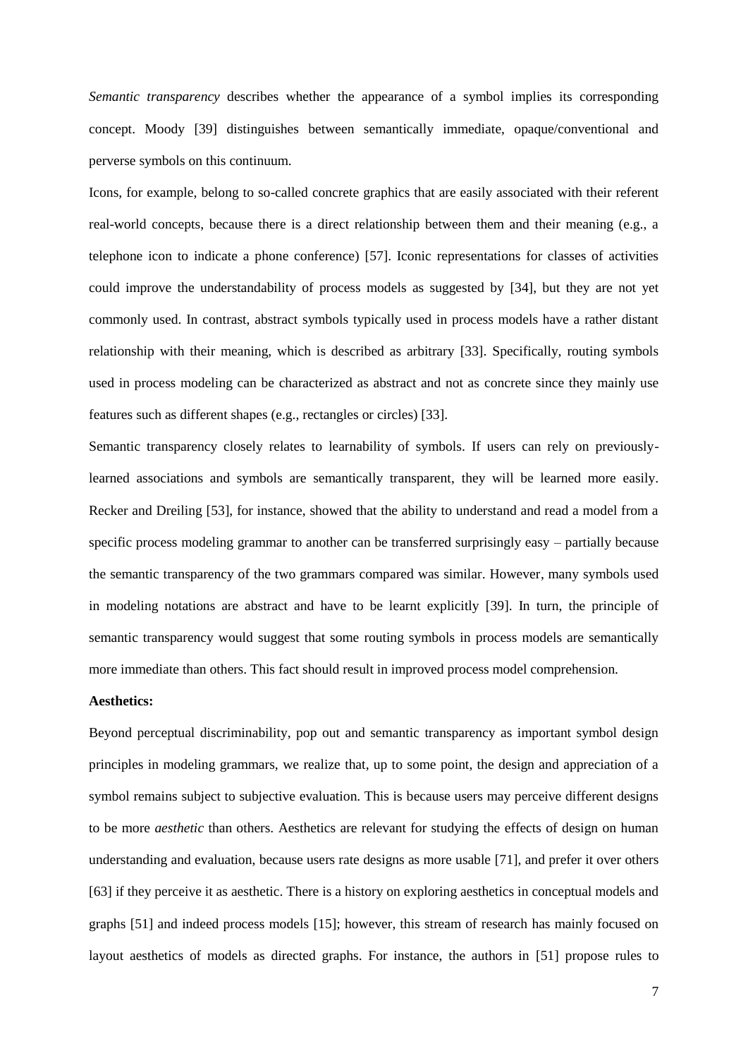*Semantic transparency* describes whether the appearance of a symbol implies its corresponding concept. Moody [39] distinguishes between semantically immediate, opaque/conventional and perverse symbols on this continuum.

Icons, for example, belong to so-called concrete graphics that are easily associated with their referent real-world concepts, because there is a direct relationship between them and their meaning (e.g., a telephone icon to indicate a phone conference) [57]. Iconic representations for classes of activities could improve the understandability of process models as suggested by [34], but they are not yet commonly used. In contrast, abstract symbols typically used in process models have a rather distant relationship with their meaning, which is described as arbitrary [33]. Specifically, routing symbols used in process modeling can be characterized as abstract and not as concrete since they mainly use features such as different shapes (e.g., rectangles or circles) [33].

Semantic transparency closely relates to learnability of symbols. If users can rely on previously-learned associations and symbols are semantically transparent, they will be learned more easily. Recker and Dreiling [53], for instance, showed that the ability to understand and read a model from a specific process modeling grammar to another can be transferred surprisingly easy – partially because the semantic transparency of the two grammars compared was similar. However, many symbols used in modeling notations are abstract and have to be learnt explicitly [39]. In turn, the principle of semantic transparency would suggest that some routing symbols in process models are semantically more immediate than others. This fact should result in improved process model comprehension.

**Aesthetics:**

Beyond perceptual discriminability, pop out and semantic transparency as important symbol design principles in modeling grammars, we realize that, up to some point, the design and appreciation of a symbol remains subject to subjective evaluation. This is because users may perceive different designs to be more *aesthetic* than others. Aesthetics are relevant for studying the effects of design on human understanding and evaluation, because users rate designs as more usable [71], and prefer it over others [63] if they perceive it as aesthetic. There is a history on exploring aesthetics in conceptual models and graphs [51] and indeed process models [15]; however, this stream of research has mainly focused on layout aesthetics of models as directed graphs. For instance, the authors in [51] propose rules to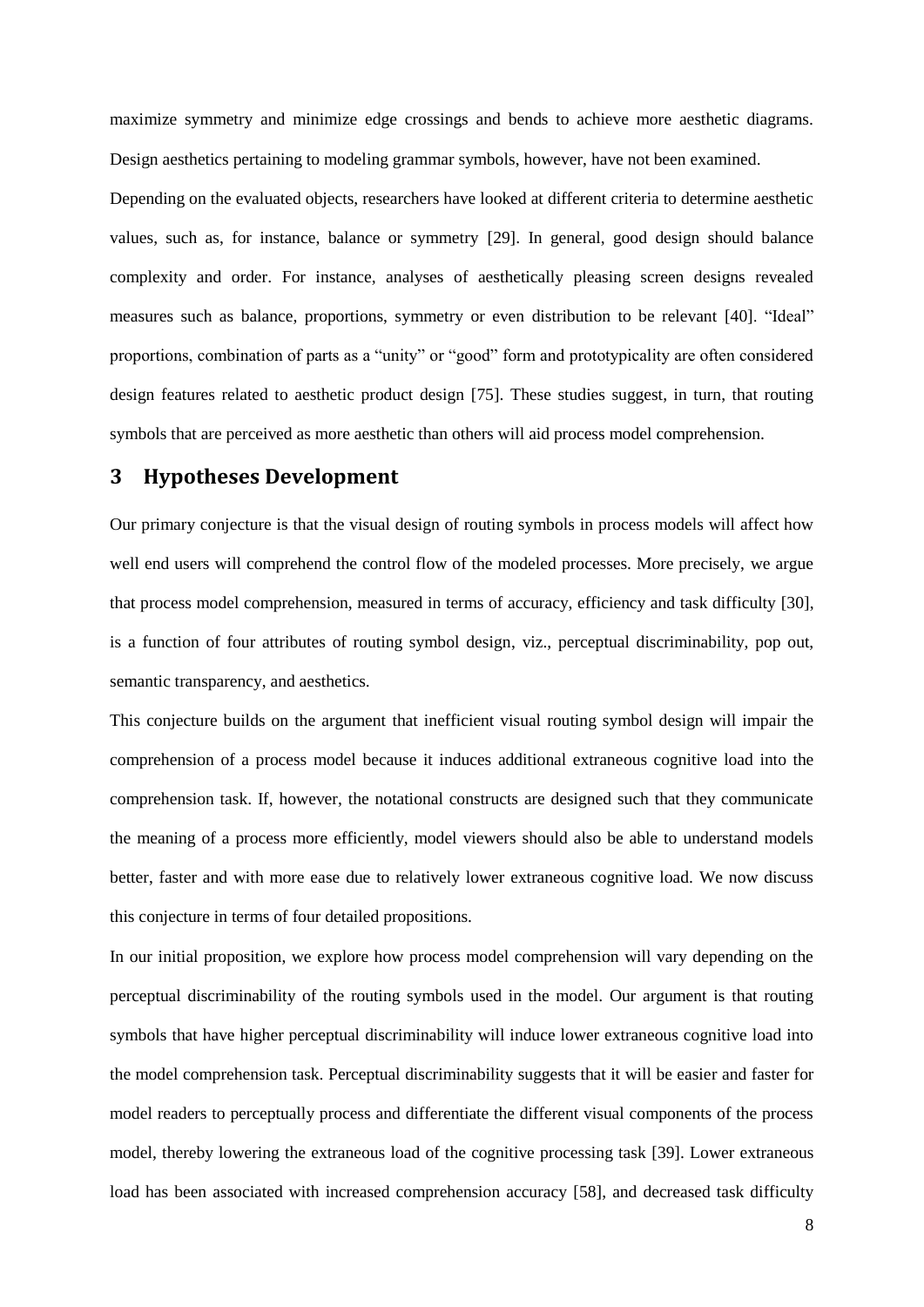maximize symmetry and minimize edge crossings and bends to achieve more aesthetic diagrams. Design aesthetics pertaining to modeling grammar symbols, however, have not been examined.

Depending on the evaluated objects, researchers have looked at different criteria to determine aesthetic values, such as, for instance, balance or symmetry [29]. In general, good design should balance complexity and order. For instance, analyses of aesthetically pleasing screen designs revealed measures such as balance, proportions, symmetry or even distribution to be relevant [40]. "Ideal" proportions, combination of parts as a "unity" or "good" form and prototypicality are often considered design features related to aesthetic product design [75]. These studies suggest, in turn, that routing symbols that are perceived as more aesthetic than others will aid process model comprehension.

# 3 Hypotheses Development

Our primary conjecture is that the visual design of routing symbols in process models will affect how well end users will comprehend the control flow of the modeled processes. More precisely, we argue that process model comprehension, measured in terms of accuracy, efficiency and task difficulty [30], is a function of four attributes of routing symbol design, viz., perceptual discriminability, pop out, semantic transparency, and aesthetics.

This conjecture builds on the argument that inefficient visual routing symbol design will impair the comprehension of a process model because it induces additional extraneous cognitive load into the comprehension task. If, however, the notational constructs are designed such that they communicate the meaning of a process more efficiently, model viewers should also be able to understand models better, faster and with more ease due to relatively lower extraneous cognitive load. We now discuss this conjecture in terms of four detailed propositions.

In our initial proposition, we explore how process model comprehension will vary depending on the perceptual discriminability of the routing symbols used in the model. Our argument is that routing symbols that have higher perceptual discriminability will induce lower extraneous cognitive load into the model comprehension task. Perceptual discriminability suggests that it will be easier and faster for model readers to perceptually process and differentiate the different visual components of the process model, thereby lowering the extraneous load of the cognitive processing task [39]. Lower extraneous load has been associated with increased comprehension accuracy [58], and decreased task difficulty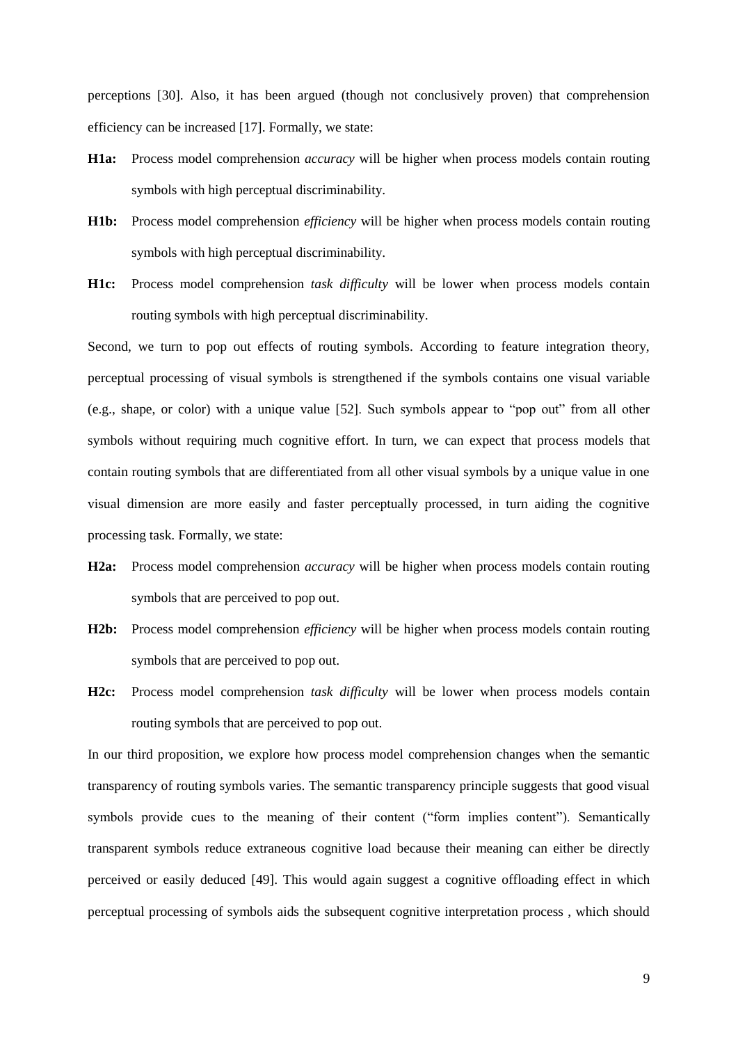perceptions [30]. Also, it has been argued (though not conclusively proven) that comprehension efficiency can be increased [17]. Formally, we state:

- **H1a:** Process model comprehension *accuracy* will be higher when process models contain routing symbols with high perceptual discriminability.
- **H1b:** Process model comprehension *efficiency* will be higher when process models contain routing symbols with high perceptual discriminability.
- **H1c:** Process model comprehension *task difficulty* will be lower when process models contain routing symbols with high perceptual discriminability.

Second, we turn to pop out effects of routing symbols. According to feature integration theory, perceptual processing of visual symbols is strengthened if the symbols contains one visual variable (e.g., shape, or color) with a unique value [52]. Such symbols appear to "pop out" from all other symbols without requiring much cognitive effort. In turn, we can expect that process models that contain routing symbols that are differentiated from all other visual symbols by a unique value in one visual dimension are more easily and faster perceptually processed, in turn aiding the cognitive processing task. Formally, we state:

- **H2a:** Process model comprehension *accuracy* will be higher when process models contain routing symbols that are perceived to pop out.
- **H2b:** Process model comprehension *efficiency* will be higher when process models contain routing symbols that are perceived to pop out.
- **H2c:** Process model comprehension *task difficulty* will be lower when process models contain routing symbols that are perceived to pop out.

In our third proposition, we explore how process model comprehension changes when the semantic transparency of routing symbols varies. The semantic transparency principle suggests that good visual symbols provide cues to the meaning of their content ("form implies content"). Semantically transparent symbols reduce extraneous cognitive load because their meaning can either be directly perceived or easily deduced [49]. This would again suggest a cognitive offloading effect in which perceptual processing of symbols aids the subsequent cognitive interpretation process , which should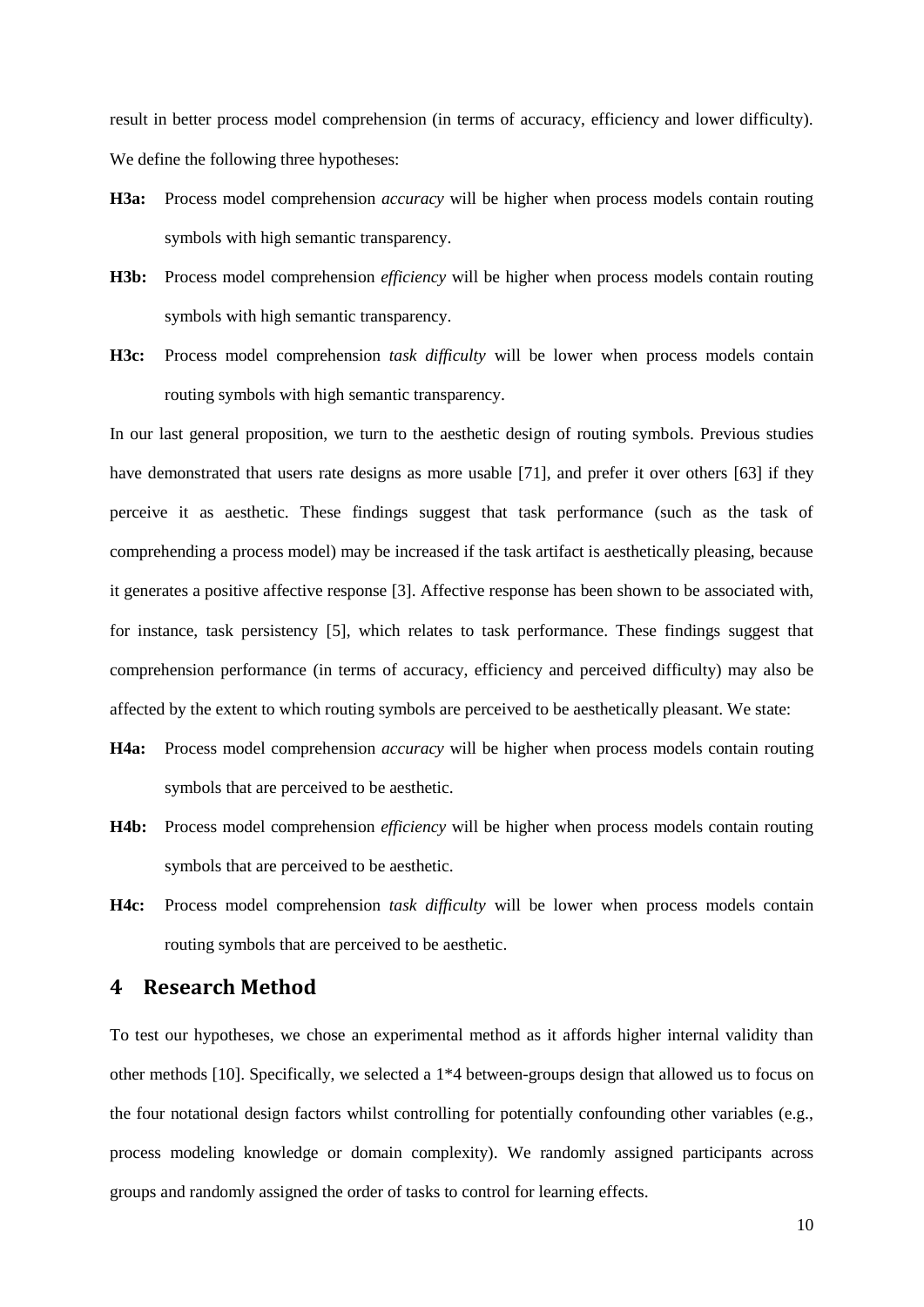result in better process model comprehension (in terms of accuracy, efficiency and lower difficulty). We define the following three hypotheses:

**H3a:** Process model comprehension *accuracy* will be higher when process models contain routing symbols with high semantic transparency.

**H3b:** Process model comprehension *efficiency* will be higher when process models contain routing symbols with high semantic transparency.

**H3c:** Process model comprehension *task difficulty* will be lower when process models contain routing symbols with high semantic transparency.

In our last general proposition, we turn to the aesthetic design of routing symbols. Previous studies have demonstrated that users rate designs as more usable [71], and prefer it over others [63] if they perceive it as aesthetic. These findings suggest that task performance (such as the task of comprehending a process model) may be increased if the task artifact is aesthetically pleasing, because it generates a positive affective response [3]. Affective response has been shown to be associated with, for instance, task persistency [5], which relates to task performance. These findings suggest that comprehension performance (in terms of accuracy, efficiency and perceived difficulty) may also be affected by the extent to which routing symbols are perceived to be aesthetically pleasant. We state:

**H4a:** Process model comprehension *accuracy* will be higher when process models contain routing symbols that are perceived to be aesthetic.

**H4b:** Process model comprehension *efficiency* will be higher when process models contain routing symbols that are perceived to be aesthetic.

**H4c:** Process model comprehension *task difficulty* will be lower when process models contain routing symbols that are perceived to be aesthetic.

# 4 Research Method

To test our hypotheses, we chose an experimental method as it affords higher internal validity than other methods [10]. Specifically, we selected a 1*4 between-groups design that allowed us to focus on the four notational design factors whilst controlling for potentially confounding other variables (e.g., process modeling knowledge or domain complexity). We randomly assigned participants across groups and randomly assigned the order of tasks to control for learning effects.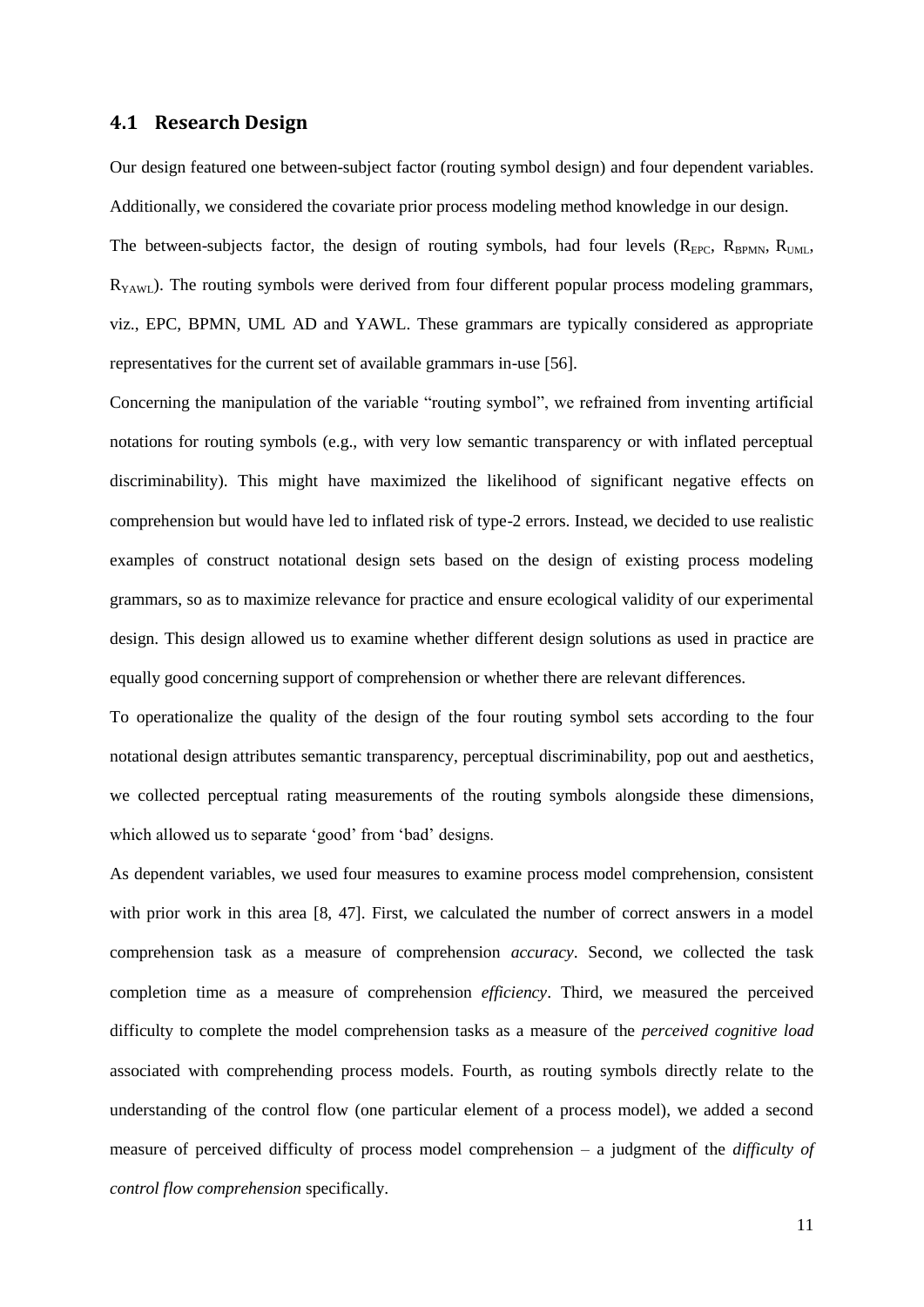### 4.1 Research Design

Our design featured one between-subject factor (routing symbol design) and four dependent variables. Additionally, we considered the covariate prior process modeling method knowledge in our design.

The between-subjects factor, the design of routing symbols, had four levels ($R_{EPC}$, $R_{BPMN}$, $R_{UML}$, $R_{YAWL}$). The routing symbols were derived from four different popular process modeling grammars, viz., EPC, BPMN, UML AD and YAWL. These grammars are typically considered as appropriate representatives for the current set of available grammars in-use [56].

Concerning the manipulation of the variable "routing symbol", we refrained from inventing artificial notations for routing symbols (e.g., with very low semantic transparency or with inflated perceptual discriminability). This might have maximized the likelihood of significant negative effects on comprehension but would have led to inflated risk of type-2 errors. Instead, we decided to use realistic examples of construct notational design sets based on the design of existing process modeling grammars, so as to maximize relevance for practice and ensure ecological validity of our experimental design. This design allowed us to examine whether different design solutions as used in practice are equally good concerning support of comprehension or whether there are relevant differences.

To operationalize the quality of the design of the four routing symbol sets according to the four notational design attributes semantic transparency, perceptual discriminability, pop out and aesthetics, we collected perceptual rating measurements of the routing symbols alongside these dimensions, which allowed us to separate 'good' from 'bad' designs.

As dependent variables, we used four measures to examine process model comprehension, consistent with prior work in this area [8, 47]. First, we calculated the number of correct answers in a model comprehension task as a measure of comprehension *accuracy*. Second, we collected the task completion time as a measure of comprehension *efficiency*. Third, we measured the perceived difficulty to complete the model comprehension tasks as a measure of the *perceived cognitive load* associated with comprehending process models. Fourth, as routing symbols directly relate to the understanding of the control flow (one particular element of a process model), we added a second measure of perceived difficulty of process model comprehension – a judgment of the *difficulty of control flow comprehension* specifically.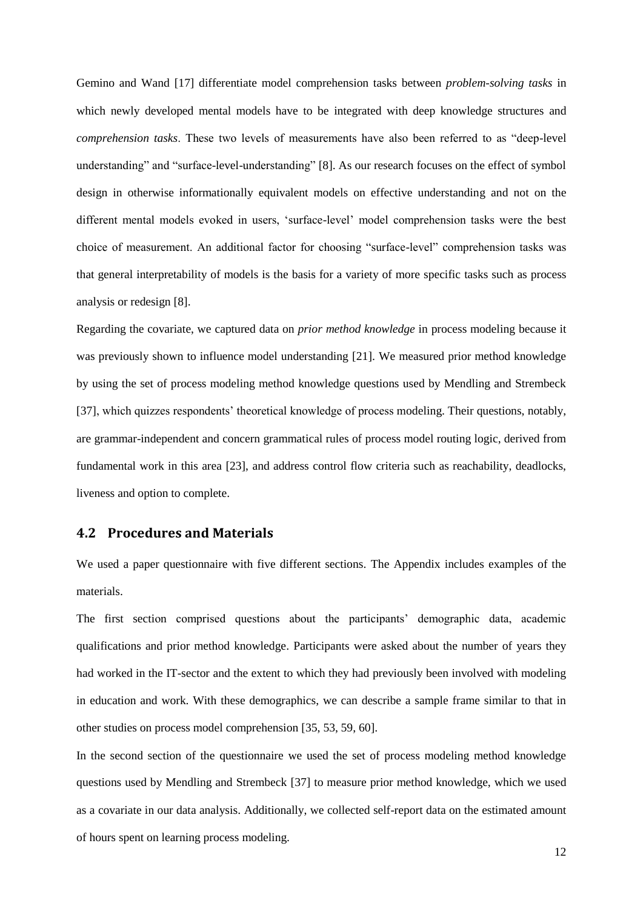Gemino and Wand [17] differentiate model comprehension tasks between *problem-solving tasks* in which newly developed mental models have to be integrated with deep knowledge structures and *comprehension tasks*. These two levels of measurements have also been referred to as "deep-level understanding" and "surface-level-understanding" [8]. As our research focuses on the effect of symbol design in otherwise informationally equivalent models on effective understanding and not on the different mental models evoked in users, 'surface-level' model comprehension tasks were the best choice of measurement. An additional factor for choosing "surface-level" comprehension tasks was that general interpretability of models is the basis for a variety of more specific tasks such as process analysis or redesign [8].

Regarding the covariate, we captured data on *prior method knowledge* in process modeling because it was previously shown to influence model understanding [21]. We measured prior method knowledge by using the set of process modeling method knowledge questions used by Mendling and Strembeck [37], which quizzes respondents' theoretical knowledge of process modeling. Their questions, notably, are grammar-independent and concern grammatical rules of process model routing logic, derived from fundamental work in this area [23], and address control flow criteria such as reachability, deadlocks, liveness and option to complete.

## 4.2 Procedures and Materials

We used a paper questionnaire with five different sections. The Appendix includes examples of the materials.

The first section comprised questions about the participants' demographic data, academic qualifications and prior method knowledge. Participants were asked about the number of years they had worked in the IT-sector and the extent to which they had previously been involved with modeling in education and work. With these demographics, we can describe a sample frame similar to that in other studies on process model comprehension [35, 53, 59, 60].

In the second section of the questionnaire we used the set of process modeling method knowledge questions used by Mendling and Strembeck [37] to measure prior method knowledge, which we used as a covariate in our data analysis. Additionally, we collected self-report data on the estimated amount of hours spent on learning process modeling.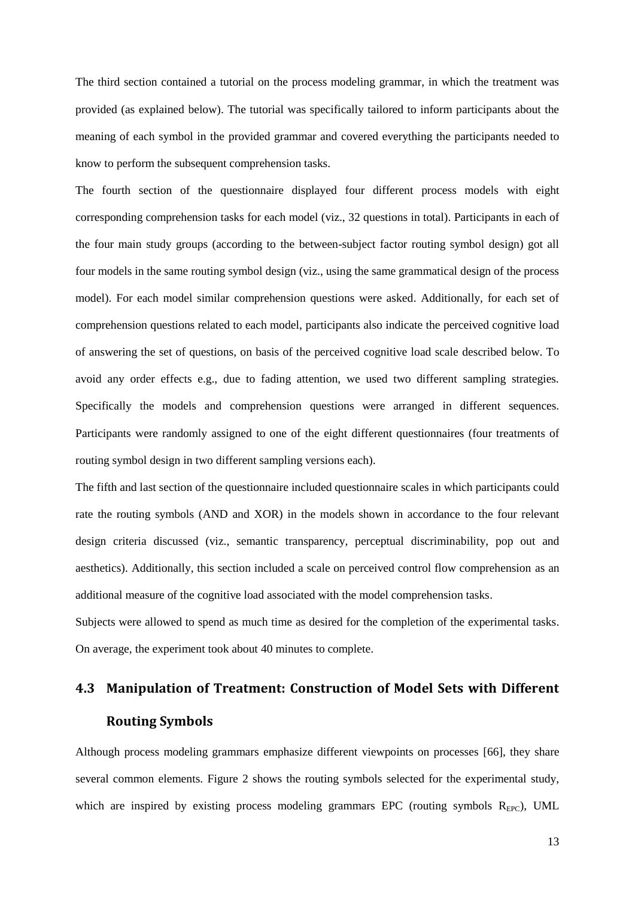The third section contained a tutorial on the process modeling grammar, in which the treatment was provided (as explained below). The tutorial was specifically tailored to inform participants about the meaning of each symbol in the provided grammar and covered everything the participants needed to know to perform the subsequent comprehension tasks.

The fourth section of the questionnaire displayed four different process models with eight corresponding comprehension tasks for each model (viz., 32 questions in total). Participants in each of the four main study groups (according to the between-subject factor routing symbol design) got all four models in the same routing symbol design (viz., using the same grammatical design of the process model). For each model similar comprehension questions were asked. Additionally, for each set of comprehension questions related to each model, participants also indicate the perceived cognitive load of answering the set of questions, on basis of the perceived cognitive load scale described below. To avoid any order effects e.g., due to fading attention, we used two different sampling strategies. Specifically the models and comprehension questions were arranged in different sequences. Participants were randomly assigned to one of the eight different questionnaires (four treatments of routing symbol design in two different sampling versions each).

The fifth and last section of the questionnaire included questionnaire scales in which participants could rate the routing symbols (AND and XOR) in the models shown in accordance to the four relevant design criteria discussed (viz., semantic transparency, perceptual discriminability, pop out and aesthetics). Additionally, this section included a scale on perceived control flow comprehension as an additional measure of the cognitive load associated with the model comprehension tasks.

Subjects were allowed to spend as much time as desired for the completion of the experimental tasks. On average, the experiment took about 40 minutes to complete.

## 4.3 Manipulation of Treatment: Construction of Model Sets with Different Routing Symbols

Although process modeling grammars emphasize different viewpoints on processes [66], they share several common elements. Figure 2 shows the routing symbols selected for the experimental study, which are inspired by existing process modeling grammars EPC (routing symbols $R_{EPC}$), UML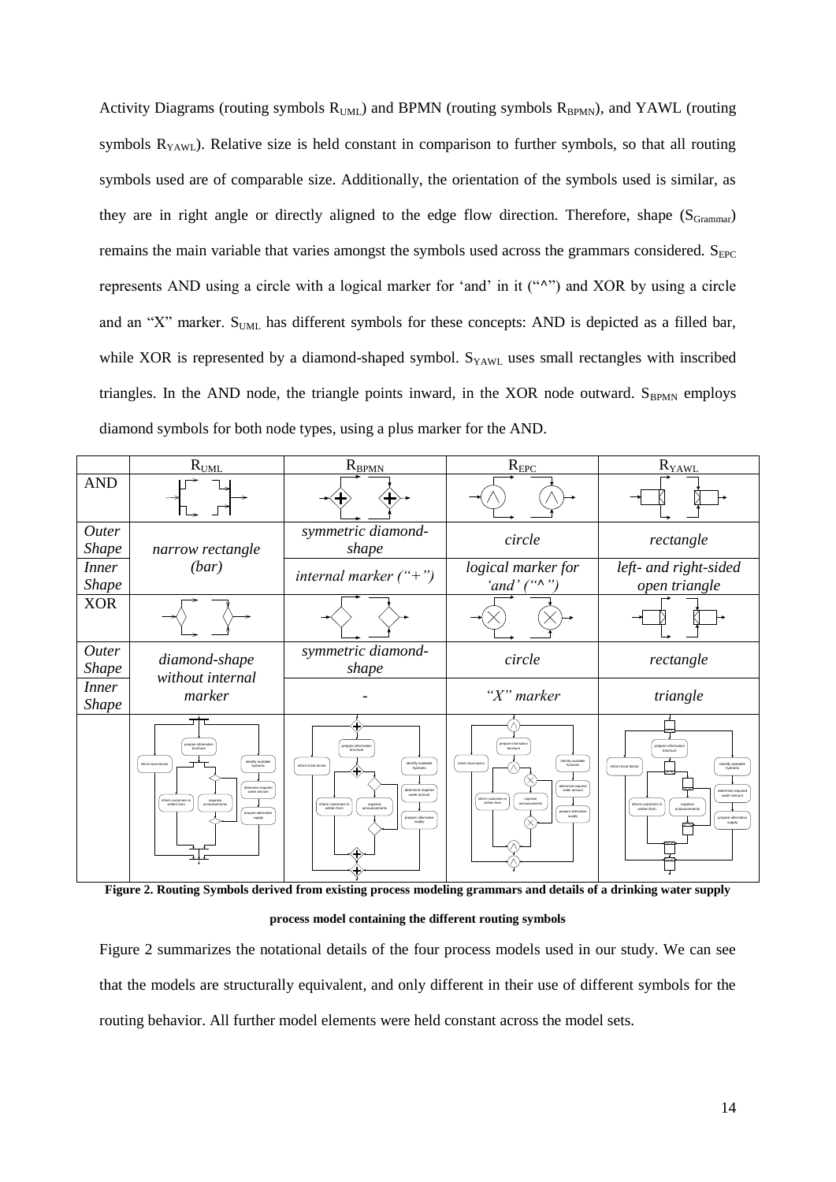Activity Diagrams (routing symbols $R_{UML}$) and BPMN (routing symbols $R_{BPMN}$), and YAWL (routing symbols $R_{YAWL}$). Relative size is held constant in comparison to further symbols, so that all routing symbols used are of comparable size. Additionally, the orientation of the symbols used is similar, as they are in right angle or directly aligned to the edge flow direction. Therefore, shape ($S_{Grammar}$) remains the main variable that varies amongst the symbols used across the grammars considered. $S_{EPC}$ represents AND using a circle with a logical marker for 'and' in it ("^") and XOR by using a circle and an "X" marker. $S_{UML}$ has different symbols for these concepts: AND is depicted as a filled bar, while XOR is represented by a diamond-shaped symbol. $S_{YAWL}$ uses small rectangles with inscribed triangles. In the AND node, the triangle points inward, in the XOR node outward. $S_{BPMN}$ employs diamond symbols for both node types, using a plus marker for the AND.

| | $R_{UML}$ | $R_{BPMN}$ | $R_{EPC}$ | $R_{YAWL}$ |
|---|---|---|---|---|
| AND | | | | |
| *Outer Shape* | *narrow rectangle (bar)* | *symmetric diamond-shape* | *circle* | *rectangle* |
| *Inner Shape* | | *internal marker ("+")* | *logical marker for 'and' ("^")* | *left- and right-sided open triangle* |
| XOR | | | | |
| *Outer Shape* | *diamond-shape without internal marker* | *symmetric diamond-shape* | *circle* | *rectangle* |
| *Inner Shape* | | - | *"X" marker* | *triangle* |

**Figure 2. Routing Symbols derived from existing process modeling grammars and details of a drinking water supply process model containing the different routing symbols**

Figure 2 summarizes the notational details of the four process models used in our study. We can see that the models are structurally equivalent, and only different in their use of different symbols for the routing behavior. All further model elements were held constant across the model sets.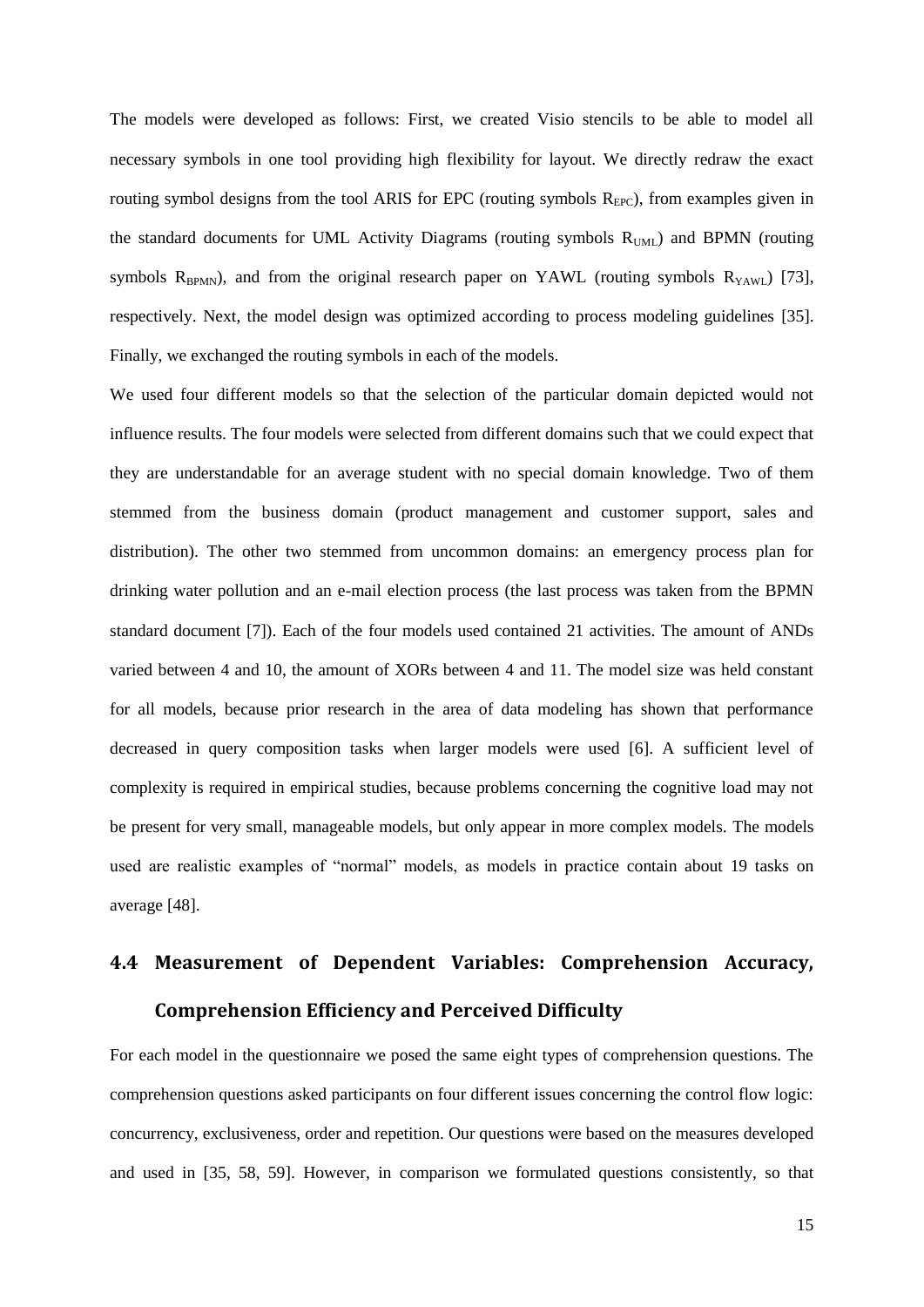The models were developed as follows: First, we created Visio stencils to be able to model all necessary symbols in one tool providing high flexibility for layout. We directly redraw the exact routing symbol designs from the tool ARIS for EPC (routing symbols $R_{EPC}$), from examples given in the standard documents for UML Activity Diagrams (routing symbols $R_{UML}$) and BPMN (routing symbols $R_{BPMN}$), and from the original research paper on YAWL (routing symbols $R_{YAWL}$) [73], respectively. Next, the model design was optimized according to process modeling guidelines [35]. Finally, we exchanged the routing symbols in each of the models.

We used four different models so that the selection of the particular domain depicted would not influence results. The four models were selected from different domains such that we could expect that they are understandable for an average student with no special domain knowledge. Two of them stemmed from the business domain (product management and customer support, sales and distribution). The other two stemmed from uncommon domains: an emergency process plan for drinking water pollution and an e-mail election process (the last process was taken from the BPMN standard document [7]). Each of the four models used contained 21 activities. The amount of ANDs varied between 4 and 10, the amount of XORs between 4 and 11. The model size was held constant for all models, because prior research in the area of data modeling has shown that performance decreased in query composition tasks when larger models were used [6]. A sufficient level of complexity is required in empirical studies, because problems concerning the cognitive load may not be present for very small, manageable models, but only appear in more complex models. The models used are realistic examples of "normal" models, as models in practice contain about 19 tasks on average [48].

## 4.4 Measurement of Dependent Variables: Comprehension Accuracy, Comprehension Efficiency and Perceived Difficulty

For each model in the questionnaire we posed the same eight types of comprehension questions. The comprehension questions asked participants on four different issues concerning the control flow logic: concurrency, exclusiveness, order and repetition. Our questions were based on the measures developed and used in [35, 58, 59]. However, in comparison we formulated questions consistently, so that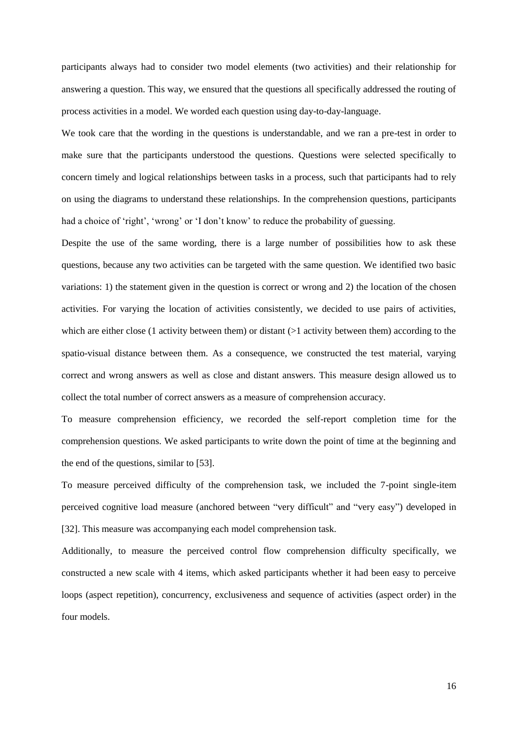participants always had to consider two model elements (two activities) and their relationship for answering a question. This way, we ensured that the questions all specifically addressed the routing of process activities in a model. We worded each question using day-to-day-language.

We took care that the wording in the questions is understandable, and we ran a pre-test in order to make sure that the participants understood the questions. Questions were selected specifically to concern timely and logical relationships between tasks in a process, such that participants had to rely on using the diagrams to understand these relationships. In the comprehension questions, participants had a choice of 'right', 'wrong' or 'I don't know' to reduce the probability of guessing.

Despite the use of the same wording, there is a large number of possibilities how to ask these questions, because any two activities can be targeted with the same question. We identified two basic variations: 1) the statement given in the question is correct or wrong and 2) the location of the chosen activities. For varying the location of activities consistently, we decided to use pairs of activities, which are either close (1 activity between them) or distant (>1 activity between them) according to the spatio-visual distance between them. As a consequence, we constructed the test material, varying correct and wrong answers as well as close and distant answers. This measure design allowed us to collect the total number of correct answers as a measure of comprehension accuracy.

To measure comprehension efficiency, we recorded the self-report completion time for the comprehension questions. We asked participants to write down the point of time at the beginning and the end of the questions, similar to [53].

To measure perceived difficulty of the comprehension task, we included the 7-point single-item perceived cognitive load measure (anchored between "very difficult" and "very easy") developed in [32]. This measure was accompanying each model comprehension task.

Additionally, to measure the perceived control flow comprehension difficulty specifically, we constructed a new scale with 4 items, which asked participants whether it had been easy to perceive loops (aspect repetition), concurrency, exclusiveness and sequence of activities (aspect order) in the four models.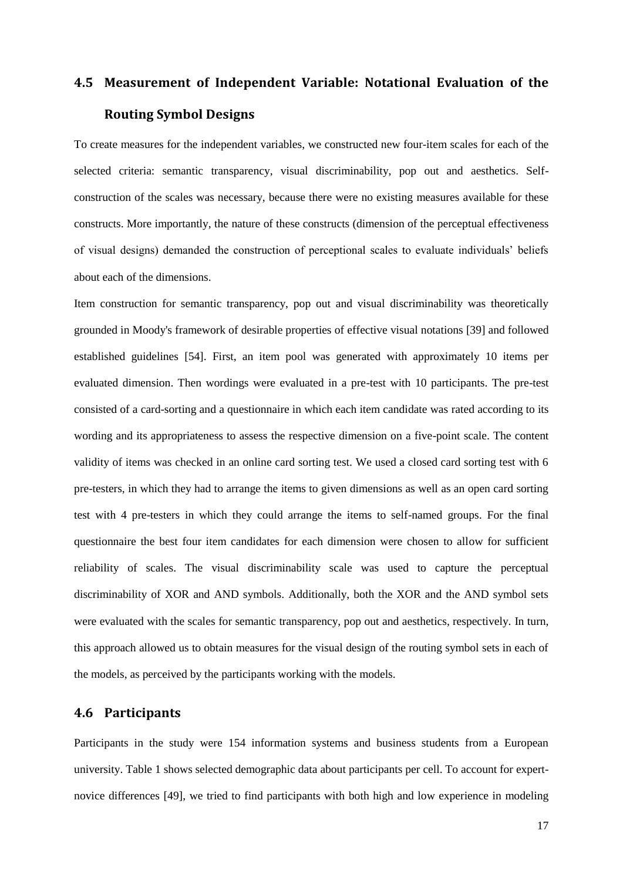## 4.5 Measurement of Independent Variable: Notational Evaluation of the Routing Symbol Designs

To create measures for the independent variables, we constructed new four-item scales for each of the selected criteria: semantic transparency, visual discriminability, pop out and aesthetics. Self-construction of the scales was necessary, because there were no existing measures available for these constructs. More importantly, the nature of these constructs (dimension of the perceptual effectiveness of visual designs) demanded the construction of perceptional scales to evaluate individuals' beliefs about each of the dimensions.

Item construction for semantic transparency, pop out and visual discriminability was theoretically grounded in Moody's framework of desirable properties of effective visual notations [39] and followed established guidelines [54]. First, an item pool was generated with approximately 10 items per evaluated dimension. Then wordings were evaluated in a pre-test with 10 participants. The pre-test consisted of a card-sorting and a questionnaire in which each item candidate was rated according to its wording and its appropriateness to assess the respective dimension on a five-point scale. The content validity of items was checked in an online card sorting test. We used a closed card sorting test with 6 pre-testers, in which they had to arrange the items to given dimensions as well as an open card sorting test with 4 pre-testers in which they could arrange the items to self-named groups. For the final questionnaire the best four item candidates for each dimension were chosen to allow for sufficient reliability of scales. The visual discriminability scale was used to capture the perceptual discriminability of XOR and AND symbols. Additionally, both the XOR and the AND symbol sets were evaluated with the scales for semantic transparency, pop out and aesthetics, respectively. In turn, this approach allowed us to obtain measures for the visual design of the routing symbol sets in each of the models, as perceived by the participants working with the models.

## 4.6 Participants

Participants in the study were 154 information systems and business students from a European university. Table 1 shows selected demographic data about participants per cell. To account for expert-novice differences [49], we tried to find participants with both high and low experience in modeling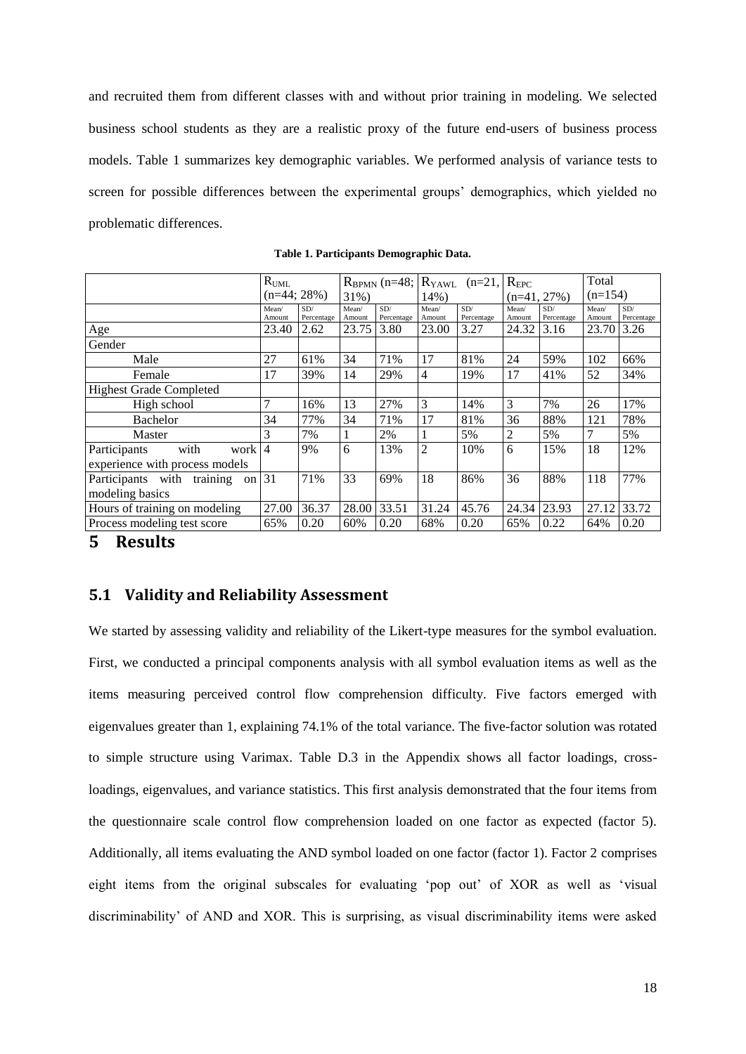and recruited them from different classes with and without prior training in modeling. We selected business school students as they are a realistic proxy of the future end-users of business process models. Table 1 summarizes key demographic variables. We performed analysis of variance tests to screen for possible differences between the experimental groups' demographics, which yielded no problematic differences.

**Table 1. Participants Demographic Data.**

| | $R_{UML}$ (n=44; 28%) | | $R_{BPMN}$ (n=48; 31%) | | $R_{YAWL}$ (n=21, 14%) | | $R_{EPC}$ (n=41, 27%) | | Total (n=154) | |
|---|---|---|---|---|---|---|---|---|---|---|
| | Mean/ Amount | SD/ Percentage | Mean/ Amount | SD/ Percentage | Mean/ Amount | SD/ Percentage | Mean/ Amount | SD/ Percentage | Mean/ Amount | SD/ Percentage |
| Age | 23.40 | 2.62 | 23.75 | 3.80 | 23.00 | 3.27 | 24.32 | 3.16 | 23.70 | 3.26 |
| Gender | | | | | | | | | | |
| Male | 27 | 61% | 34 | 71% | 17 | 81% | 24 | 59% | 102 | 66% |
| Female | 17 | 39% | 14 | 29% | 4 | 19% | 17 | 41% | 52 | 34% |
| Highest Grade Completed | | | | | | | | | | |
| High school | 7 | 16% | 13 | 27% | 3 | 14% | 3 | 7% | 26 | 17% |
| Bachelor | 34 | 77% | 34 | 71% | 17 | 81% | 36 | 88% | 121 | 78% |
| Master | 3 | 7% | 1 | 2% | 1 | 5% | 2 | 5% | 7 | 5% |
| Participants with work experience with process models | 4 | 9% | 6 | 13% | 2 | 10% | 6 | 15% | 18 | 12% |
| Participants with training on modeling basics | 31 | 71% | 33 | 69% | 18 | 86% | 36 | 88% | 118 | 77% |
| Hours of training on modeling | 27.00 | 36.37 | 28.00 | 33.51 | 31.24 | 45.76 | 24.34 | 23.93 | 27.12 | 33.72 |
| Process modeling test score | 65% | 0.20 | 60% | 0.20 | 68% | 0.20 | 65% | 0.22 | 64% | 0.20 |

# 5 Results

## 5.1 Validity and Reliability Assessment

We started by assessing validity and reliability of the Likert-type measures for the symbol evaluation. First, we conducted a principal components analysis with all symbol evaluation items as well as the items measuring perceived control flow comprehension difficulty. Five factors emerged with eigenvalues greater than 1, explaining 74.1% of the total variance. The five-factor solution was rotated to simple structure using Varimax. Table D.3 in the Appendix shows all factor loadings, cross-loadings, eigenvalues, and variance statistics. This first analysis demonstrated that the four items from the questionnaire scale control flow comprehension loaded on one factor as expected (factor 5). Additionally, all items evaluating the AND symbol loaded on one factor (factor 1). Factor 2 comprises eight items from the original subscales for evaluating 'pop out' of XOR as well as 'visual discriminability' of AND and XOR. This is surprising, as visual discriminability items were asked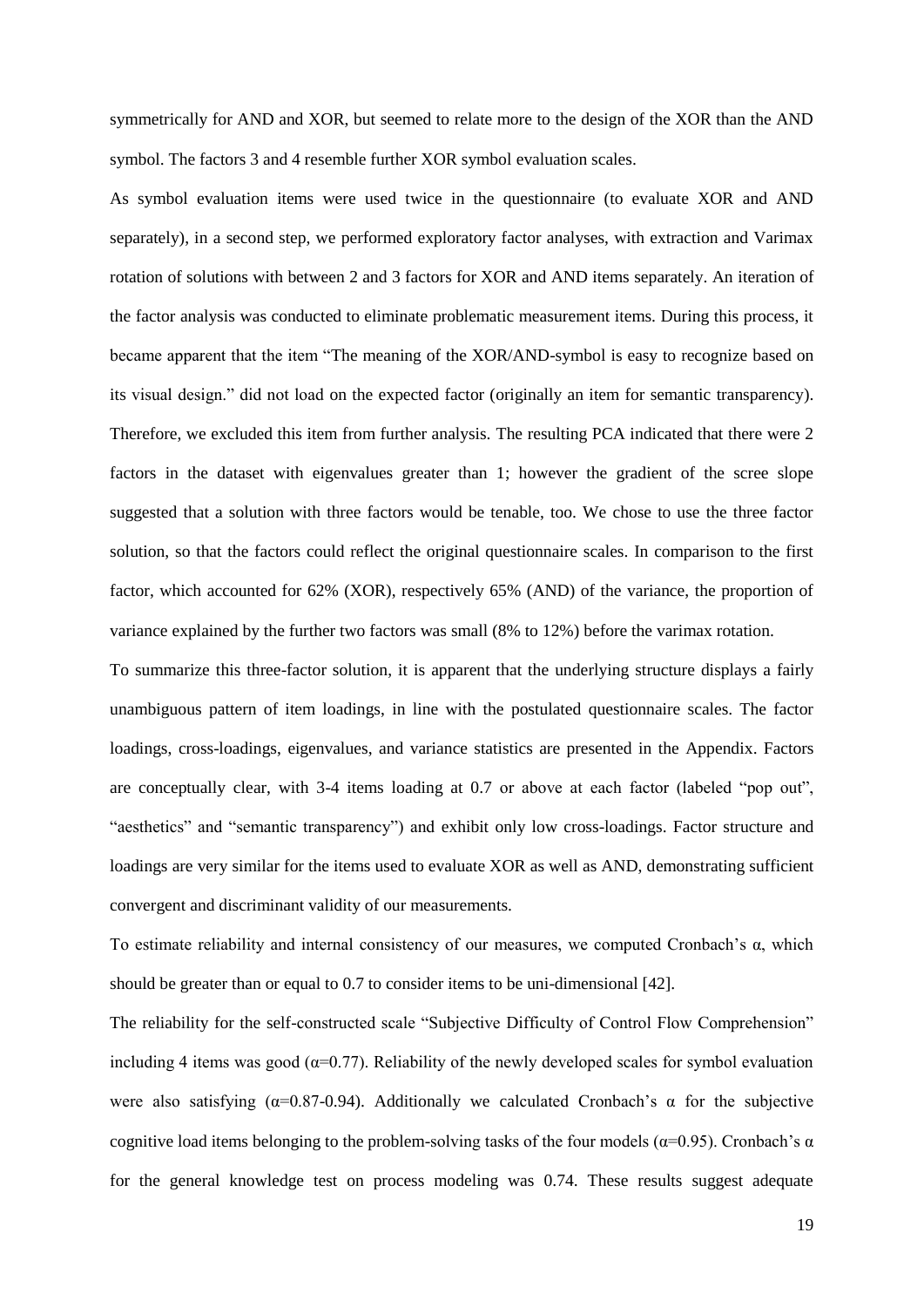symmetrically for AND and XOR, but seemed to relate more to the design of the XOR than the AND symbol. The factors 3 and 4 resemble further XOR symbol evaluation scales.

As symbol evaluation items were used twice in the questionnaire (to evaluate XOR and AND separately), in a second step, we performed exploratory factor analyses, with extraction and Varimax rotation of solutions with between 2 and 3 factors for XOR and AND items separately. An iteration of the factor analysis was conducted to eliminate problematic measurement items. During this process, it became apparent that the item "The meaning of the XOR/AND-symbol is easy to recognize based on its visual design." did not load on the expected factor (originally an item for semantic transparency). Therefore, we excluded this item from further analysis. The resulting PCA indicated that there were 2 factors in the dataset with eigenvalues greater than 1; however the gradient of the scree slope suggested that a solution with three factors would be tenable, too. We chose to use the three factor solution, so that the factors could reflect the original questionnaire scales. In comparison to the first factor, which accounted for 62% (XOR), respectively 65% (AND) of the variance, the proportion of variance explained by the further two factors was small (8% to 12%) before the varimax rotation.

To summarize this three-factor solution, it is apparent that the underlying structure displays a fairly unambiguous pattern of item loadings, in line with the postulated questionnaire scales. The factor loadings, cross-loadings, eigenvalues, and variance statistics are presented in the Appendix. Factors are conceptually clear, with 3-4 items loading at 0.7 or above at each factor (labeled "pop out", "aesthetics" and "semantic transparency") and exhibit only low cross-loadings. Factor structure and loadings are very similar for the items used to evaluate XOR as well as AND, demonstrating sufficient convergent and discriminant validity of our measurements.

To estimate reliability and internal consistency of our measures, we computed Cronbach's $\alpha$, which should be greater than or equal to 0.7 to consider items to be uni-dimensional [42].

The reliability for the self-constructed scale "Subjective Difficulty of Control Flow Comprehension" including 4 items was good ($\alpha$=0.77). Reliability of the newly developed scales for symbol evaluation were also satisfying ($\alpha$=0.87-0.94). Additionally we calculated Cronbach's $\alpha$ for the subjective cognitive load items belonging to the problem-solving tasks of the four models ($\alpha$=0.95). Cronbach's $\alpha$ for the general knowledge test on process modeling was 0.74. These results suggest adequate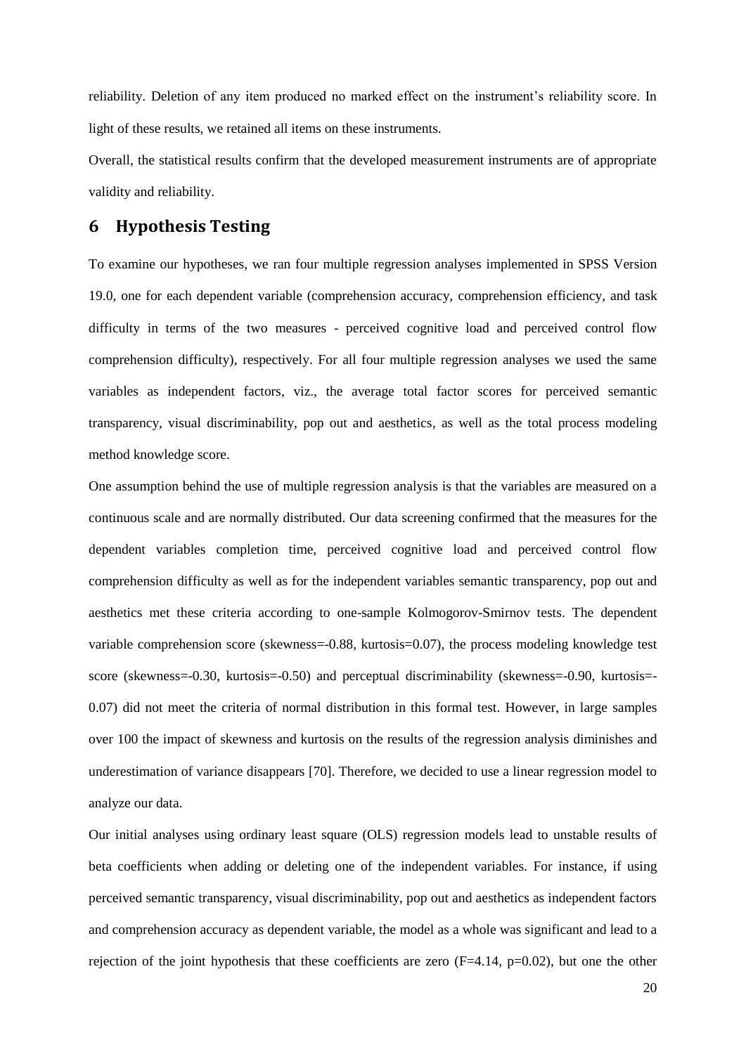reliability. Deletion of any item produced no marked effect on the instrument's reliability score. In light of these results, we retained all items on these instruments.

Overall, the statistical results confirm that the developed measurement instruments are of appropriate validity and reliability.

# 6 Hypothesis Testing

To examine our hypotheses, we ran four multiple regression analyses implemented in SPSS Version 19.0, one for each dependent variable (comprehension accuracy, comprehension efficiency, and task difficulty in terms of the two measures - perceived cognitive load and perceived control flow comprehension difficulty), respectively. For all four multiple regression analyses we used the same variables as independent factors, viz., the average total factor scores for perceived semantic transparency, visual discriminability, pop out and aesthetics, as well as the total process modeling method knowledge score.

One assumption behind the use of multiple regression analysis is that the variables are measured on a continuous scale and are normally distributed. Our data screening confirmed that the measures for the dependent variables completion time, perceived cognitive load and perceived control flow comprehension difficulty as well as for the independent variables semantic transparency, pop out and aesthetics met these criteria according to one-sample Kolmogorov-Smirnov tests. The dependent variable comprehension score (skewness=-0.88, kurtosis=0.07), the process modeling knowledge test score (skewness=-0.30, kurtosis=-0.50) and perceptual discriminability (skewness=-0.90, kurtosis=-0.07) did not meet the criteria of normal distribution in this formal test. However, in large samples over 100 the impact of skewness and kurtosis on the results of the regression analysis diminishes and underestimation of variance disappears [70]. Therefore, we decided to use a linear regression model to analyze our data.

Our initial analyses using ordinary least square (OLS) regression models lead to unstable results of beta coefficients when adding or deleting one of the independent variables. For instance, if using perceived semantic transparency, visual discriminability, pop out and aesthetics as independent factors and comprehension accuracy as dependent variable, the model as a whole was significant and lead to a rejection of the joint hypothesis that these coefficients are zero ($F=4.14$, $p=0.02$), but one the other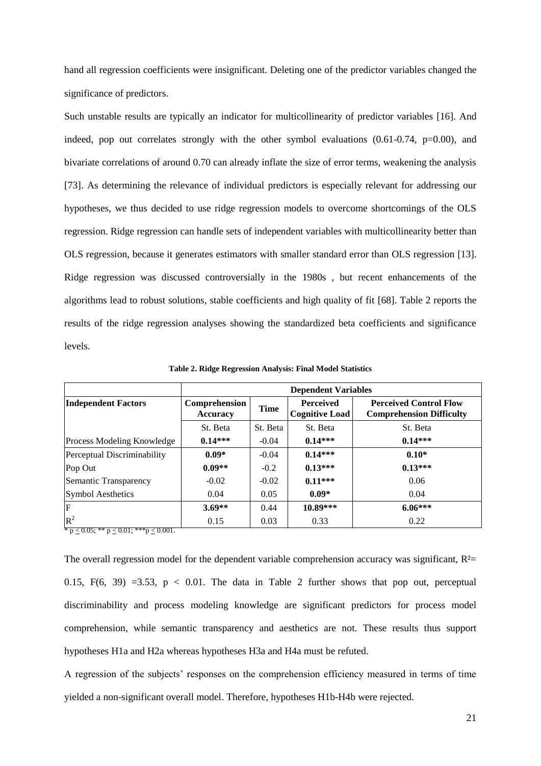hand all regression coefficients were insignificant. Deleting one of the predictor variables changed the significance of predictors.

Such unstable results are typically an indicator for multicollinearity of predictor variables [16]. And indeed, pop out correlates strongly with the other symbol evaluations (0.61-0.74, p=0.00), and bivariate correlations of around 0.70 can already inflate the size of error terms, weakening the analysis [73]. As determining the relevance of individual predictors is especially relevant for addressing our hypotheses, we thus decided to use ridge regression models to overcome shortcomings of the OLS regression. Ridge regression can handle sets of independent variables with multicollinearity better than OLS regression, because it generates estimators with smaller standard error than OLS regression [13]. Ridge regression was discussed controversially in the 1980s , but recent enhancements of the algorithms lead to robust solutions, stable coefficients and high quality of fit [68]. Table 2 reports the results of the ridge regression analyses showing the standardized beta coefficients and significance levels.

**Table 2. Ridge Regression Analysis: Final Model Statistics**

| | **Dependent Variables** | | | |
|---|---|---|---|---|
| **Independent Factors** | **Comprehension Accuracy** | **Time** | **Perceived Cognitive Load** | **Perceived Control Flow Comprehension Difficulty** |
| | St. Beta | St. Beta | St. Beta | St. Beta |
| Process Modeling Knowledge | **0.14*** ** | -0.04 | **0.14*** ** | **0.14*** ** |
| Perceptual Discriminability | **0.09*** | -0.04 | **0.14*** ** | **0.10*** |
| Pop Out | **0.09** ** | -0.2 | **0.13*** ** | **0.13*** ** |
| Semantic Transparency | -0.02 | -0.02 | **0.11*** ** | 0.06 |
| Symbol Aesthetics | 0.04 | 0.05 | **0.09*** | 0.04 |
| F | **3.69** ** | 0.44 | **10.89*** ** | **6.06*** ** |
| $R^2$ | 0.15 | 0.03 | 0.33 | 0.22 |

* $p \leq 0.05$; ** $p \leq 0.01$; *** $p \leq 0.001$.

The overall regression model for the dependent variable comprehension accuracy was significant, $R^2 = 0.15$, $F(6, 39) = 3.53$, $p < 0.01$. The data in Table 2 further shows that pop out, perceptual discriminability and process modeling knowledge are significant predictors for process model comprehension, while semantic transparency and aesthetics are not. These results thus support hypotheses H1a and H2a whereas hypotheses H3a and H4a must be refuted.

A regression of the subjects' responses on the comprehension efficiency measured in terms of time yielded a non-significant overall model. Therefore, hypotheses H1b-H4b were rejected.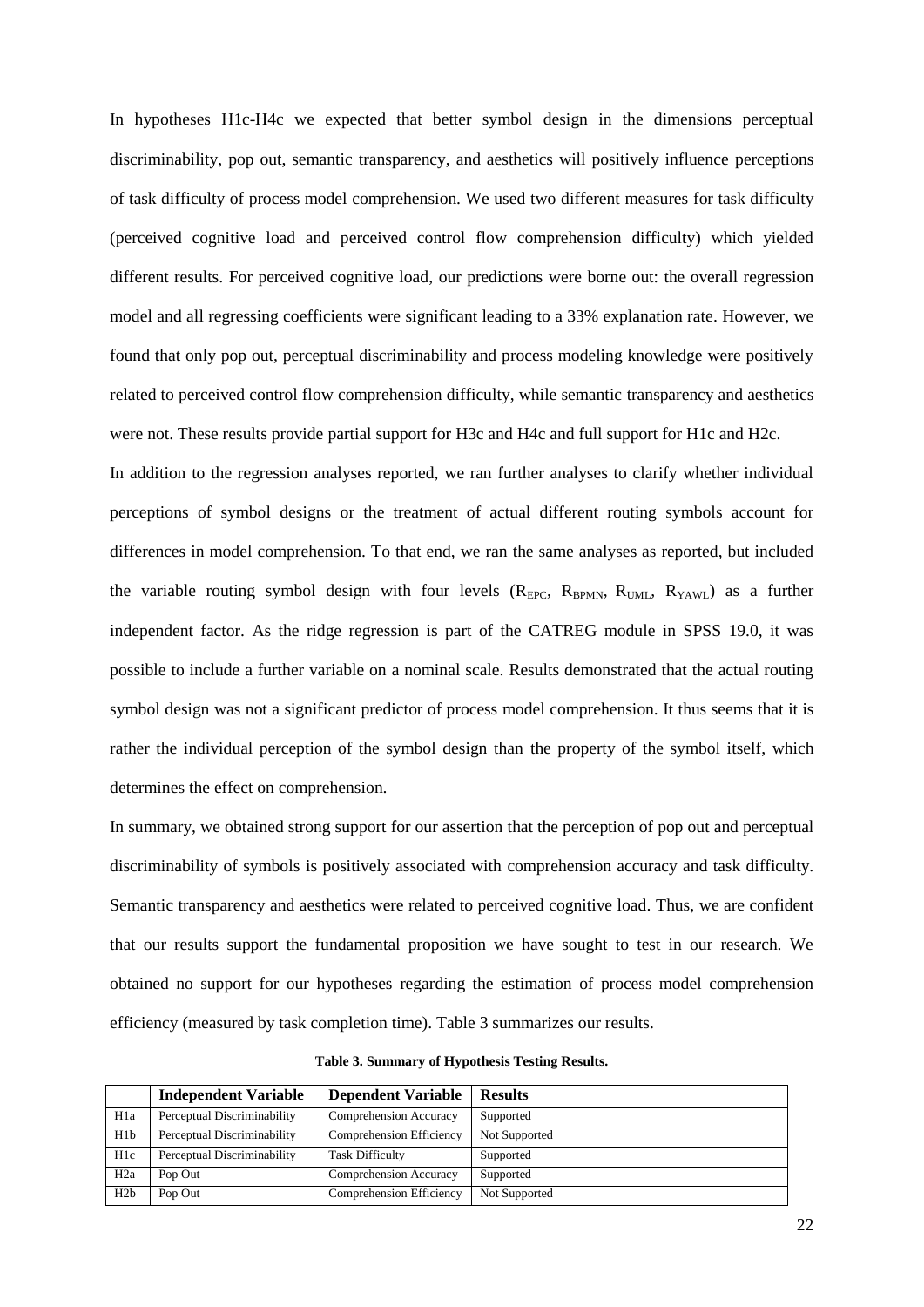In hypotheses H1c-H4c we expected that better symbol design in the dimensions perceptual discriminability, pop out, semantic transparency, and aesthetics will positively influence perceptions of task difficulty of process model comprehension. We used two different measures for task difficulty (perceived cognitive load and perceived control flow comprehension difficulty) which yielded different results. For perceived cognitive load, our predictions were borne out: the overall regression model and all regressing coefficients were significant leading to a 33% explanation rate. However, we found that only pop out, perceptual discriminability and process modeling knowledge were positively related to perceived control flow comprehension difficulty, while semantic transparency and aesthetics were not. These results provide partial support for H3c and H4c and full support for H1c and H2c.

In addition to the regression analyses reported, we ran further analyses to clarify whether individual perceptions of symbol designs or the treatment of actual different routing symbols account for differences in model comprehension. To that end, we ran the same analyses as reported, but included the variable routing symbol design with four levels ($R_{EPC}$, $R_{BPMN}$, $R_{UML}$, $R_{YAWL}$) as a further independent factor. As the ridge regression is part of the CATREG module in SPSS 19.0, it was possible to include a further variable on a nominal scale. Results demonstrated that the actual routing symbol design was not a significant predictor of process model comprehension. It thus seems that it is rather the individual perception of the symbol design than the property of the symbol itself, which determines the effect on comprehension.

In summary, we obtained strong support for our assertion that the perception of pop out and perceptual discriminability of symbols is positively associated with comprehension accuracy and task difficulty. Semantic transparency and aesthetics were related to perceived cognitive load. Thus, we are confident that our results support the fundamental proposition we have sought to test in our research. We obtained no support for our hypotheses regarding the estimation of process model comprehension efficiency (measured by task completion time). Table 3 summarizes our results.

**Table 3. Summary of Hypothesis Testing Results.**

| | Independent Variable | Dependent Variable | Results |
|---|---|---|---|
| H1a | Perceptual Discriminability | Comprehension Accuracy | Supported |
| H1b | Perceptual Discriminability | Comprehension Efficiency | Not Supported |
| H1c | Perceptual Discriminability | Task Difficulty | Supported |
| H2a | Pop Out | Comprehension Accuracy | Supported |
| H2b | Pop Out | Comprehension Efficiency | Not Supported |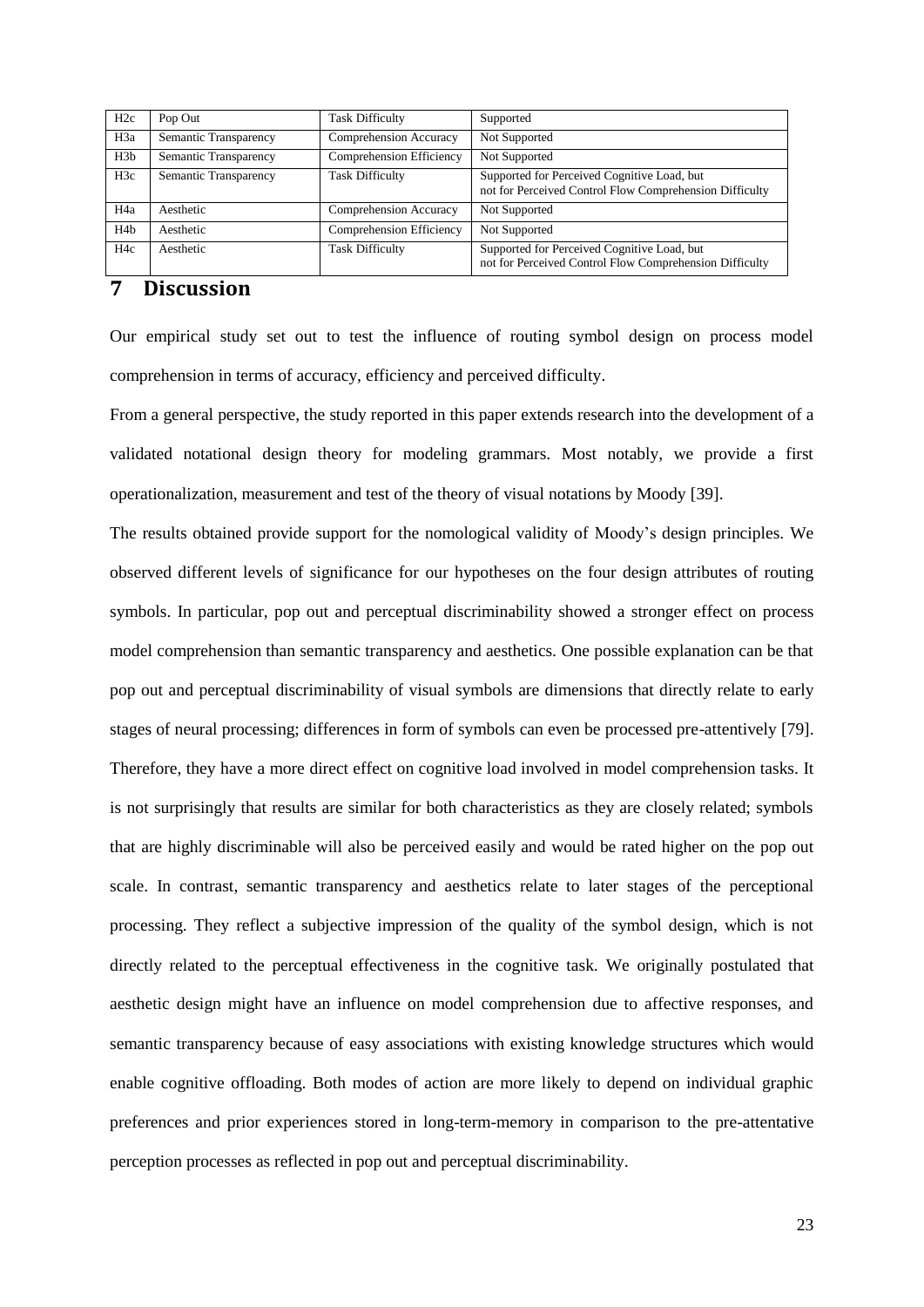| H2c | Pop Out | Task Difficulty | Supported |
|---|---|---|---|
| H3a | Semantic Transparency | Comprehension Accuracy | Not Supported |
| H3b | Semantic Transparency | Comprehension Efficiency | Not Supported |
| H3c | Semantic Transparency | Task Difficulty | Supported for Perceived Cognitive Load, but not for Perceived Control Flow Comprehension Difficulty |
| H4a | Aesthetic | Comprehension Accuracy | Not Supported |
| H4b | Aesthetic | Comprehension Efficiency | Not Supported |
| H4c | Aesthetic | Task Difficulty | Supported for Perceived Cognitive Load, but not for Perceived Control Flow Comprehension Difficulty |

# 7 Discussion

Our empirical study set out to test the influence of routing symbol design on process model comprehension in terms of accuracy, efficiency and perceived difficulty.

From a general perspective, the study reported in this paper extends research into the development of a validated notational design theory for modeling grammars. Most notably, we provide a first operationalization, measurement and test of the theory of visual notations by Moody [39].

The results obtained provide support for the nomological validity of Moody's design principles. We observed different levels of significance for our hypotheses on the four design attributes of routing symbols. In particular, pop out and perceptual discriminability showed a stronger effect on process model comprehension than semantic transparency and aesthetics. One possible explanation can be that pop out and perceptual discriminability of visual symbols are dimensions that directly relate to early stages of neural processing; differences in form of symbols can even be processed pre-attentively [79]. Therefore, they have a more direct effect on cognitive load involved in model comprehension tasks. It is not surprisingly that results are similar for both characteristics as they are closely related; symbols that are highly discriminable will also be perceived easily and would be rated higher on the pop out scale. In contrast, semantic transparency and aesthetics relate to later stages of the perceptional processing. They reflect a subjective impression of the quality of the symbol design, which is not directly related to the perceptual effectiveness in the cognitive task. We originally postulated that aesthetic design might have an influence on model comprehension due to affective responses, and semantic transparency because of easy associations with existing knowledge structures which would enable cognitive offloading. Both modes of action are more likely to depend on individual graphic preferences and prior experiences stored in long-term-memory in comparison to the pre-attentative perception processes as reflected in pop out and perceptual discriminability.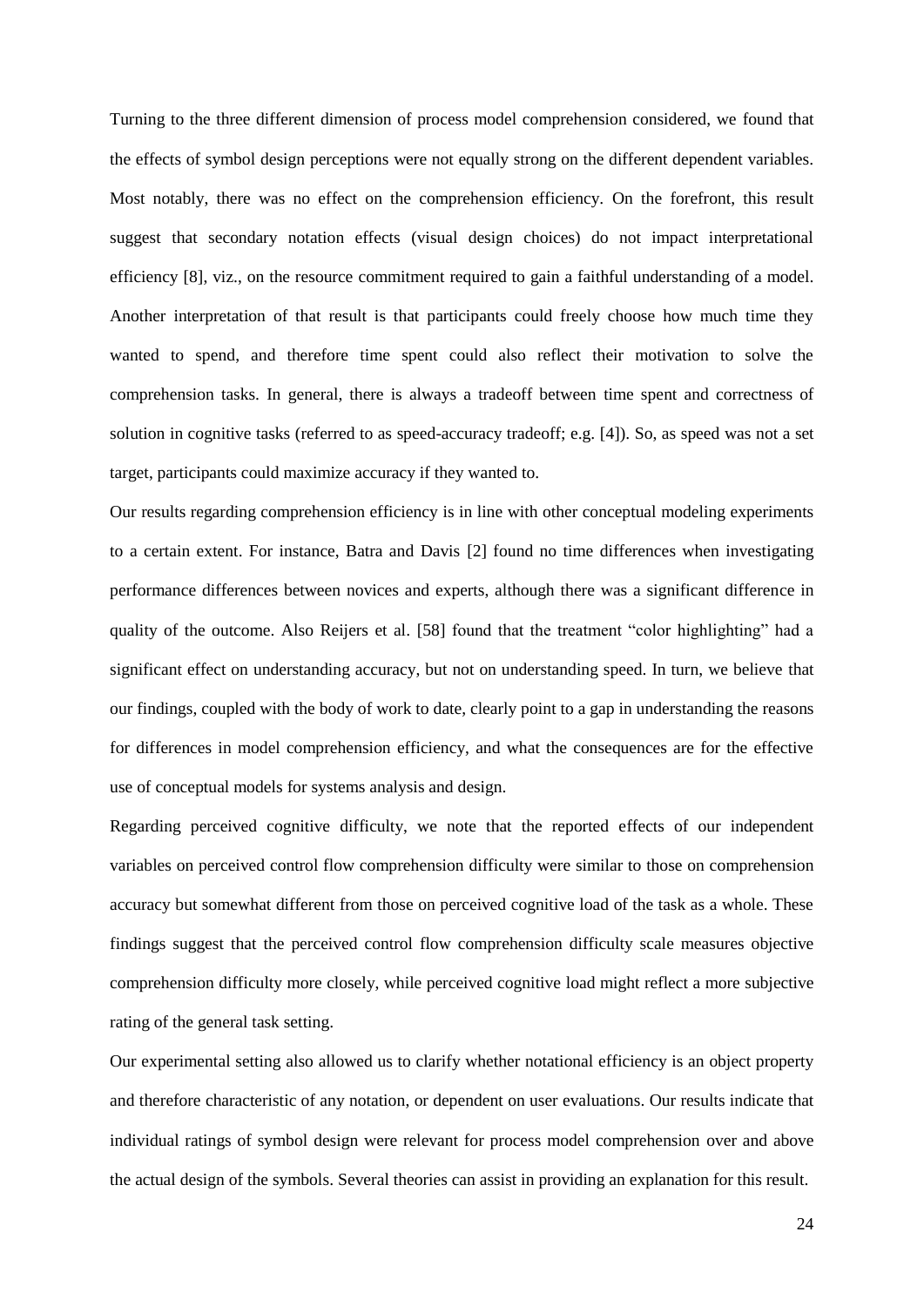Turning to the three different dimension of process model comprehension considered, we found that the effects of symbol design perceptions were not equally strong on the different dependent variables. Most notably, there was no effect on the comprehension efficiency. On the forefront, this result suggest that secondary notation effects (visual design choices) do not impact interpretational efficiency [8], viz., on the resource commitment required to gain a faithful understanding of a model. Another interpretation of that result is that participants could freely choose how much time they wanted to spend, and therefore time spent could also reflect their motivation to solve the comprehension tasks. In general, there is always a tradeoff between time spent and correctness of solution in cognitive tasks (referred to as speed-accuracy tradeoff; e.g. [4]). So, as speed was not a set target, participants could maximize accuracy if they wanted to.

Our results regarding comprehension efficiency is in line with other conceptual modeling experiments to a certain extent. For instance, Batra and Davis [2] found no time differences when investigating performance differences between novices and experts, although there was a significant difference in quality of the outcome. Also Reijers et al. [58] found that the treatment "color highlighting" had a significant effect on understanding accuracy, but not on understanding speed. In turn, we believe that our findings, coupled with the body of work to date, clearly point to a gap in understanding the reasons for differences in model comprehension efficiency, and what the consequences are for the effective use of conceptual models for systems analysis and design.

Regarding perceived cognitive difficulty, we note that the reported effects of our independent variables on perceived control flow comprehension difficulty were similar to those on comprehension accuracy but somewhat different from those on perceived cognitive load of the task as a whole. These findings suggest that the perceived control flow comprehension difficulty scale measures objective comprehension difficulty more closely, while perceived cognitive load might reflect a more subjective rating of the general task setting.

Our experimental setting also allowed us to clarify whether notational efficiency is an object property and therefore characteristic of any notation, or dependent on user evaluations. Our results indicate that individual ratings of symbol design were relevant for process model comprehension over and above the actual design of the symbols. Several theories can assist in providing an explanation for this result.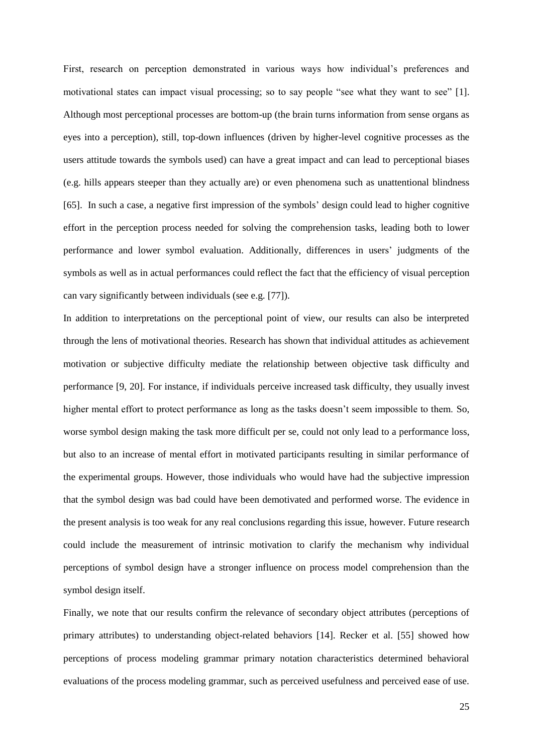First, research on perception demonstrated in various ways how individual's preferences and motivational states can impact visual processing; so to say people "see what they want to see" [1]. Although most perceptional processes are bottom-up (the brain turns information from sense organs as eyes into a perception), still, top-down influences (driven by higher-level cognitive processes as the users attitude towards the symbols used) can have a great impact and can lead to perceptional biases (e.g. hills appears steeper than they actually are) or even phenomena such as unattentional blindness [65]. In such a case, a negative first impression of the symbols' design could lead to higher cognitive effort in the perception process needed for solving the comprehension tasks, leading both to lower performance and lower symbol evaluation. Additionally, differences in users' judgments of the symbols as well as in actual performances could reflect the fact that the efficiency of visual perception can vary significantly between individuals (see e.g. [77]).

In addition to interpretations on the perceptional point of view, our results can also be interpreted through the lens of motivational theories. Research has shown that individual attitudes as achievement motivation or subjective difficulty mediate the relationship between objective task difficulty and performance [9, 20]. For instance, if individuals perceive increased task difficulty, they usually invest higher mental effort to protect performance as long as the tasks doesn't seem impossible to them. So, worse symbol design making the task more difficult per se, could not only lead to a performance loss, but also to an increase of mental effort in motivated participants resulting in similar performance of the experimental groups. However, those individuals who would have had the subjective impression that the symbol design was bad could have been demotivated and performed worse. The evidence in the present analysis is too weak for any real conclusions regarding this issue, however. Future research could include the measurement of intrinsic motivation to clarify the mechanism why individual perceptions of symbol design have a stronger influence on process model comprehension than the symbol design itself.

Finally, we note that our results confirm the relevance of secondary object attributes (perceptions of primary attributes) to understanding object-related behaviors [14]. Recker et al. [55] showed how perceptions of process modeling grammar primary notation characteristics determined behavioral evaluations of the process modeling grammar, such as perceived usefulness and perceived ease of use.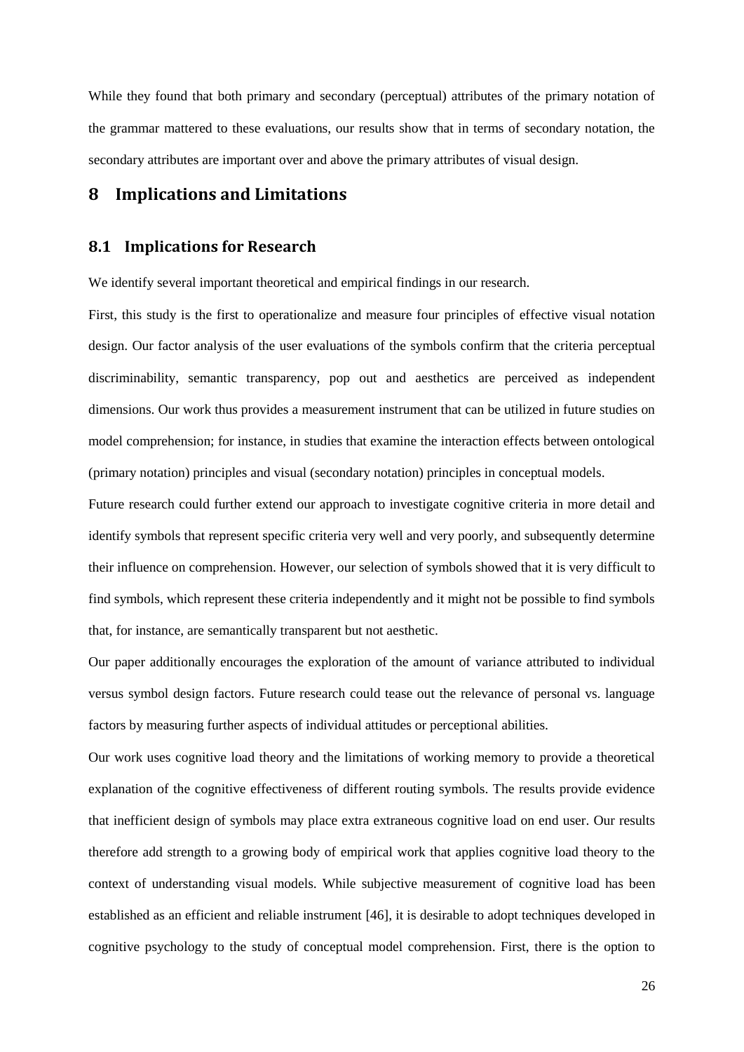While they found that both primary and secondary (perceptual) attributes of the primary notation of the grammar mattered to these evaluations, our results show that in terms of secondary notation, the secondary attributes are important over and above the primary attributes of visual design.

# 8 Implications and Limitations

## 8.1 Implications for Research

We identify several important theoretical and empirical findings in our research.

First, this study is the first to operationalize and measure four principles of effective visual notation design. Our factor analysis of the user evaluations of the symbols confirm that the criteria perceptual discriminability, semantic transparency, pop out and aesthetics are perceived as independent dimensions. Our work thus provides a measurement instrument that can be utilized in future studies on model comprehension; for instance, in studies that examine the interaction effects between ontological (primary notation) principles and visual (secondary notation) principles in conceptual models.

Future research could further extend our approach to investigate cognitive criteria in more detail and identify symbols that represent specific criteria very well and very poorly, and subsequently determine their influence on comprehension. However, our selection of symbols showed that it is very difficult to find symbols, which represent these criteria independently and it might not be possible to find symbols that, for instance, are semantically transparent but not aesthetic.

Our paper additionally encourages the exploration of the amount of variance attributed to individual versus symbol design factors. Future research could tease out the relevance of personal vs. language factors by measuring further aspects of individual attitudes or perceptional abilities.

Our work uses cognitive load theory and the limitations of working memory to provide a theoretical explanation of the cognitive effectiveness of different routing symbols. The results provide evidence that inefficient design of symbols may place extra extraneous cognitive load on end user. Our results therefore add strength to a growing body of empirical work that applies cognitive load theory to the context of understanding visual models. While subjective measurement of cognitive load has been established as an efficient and reliable instrument [46], it is desirable to adopt techniques developed in cognitive psychology to the study of conceptual model comprehension. First, there is the option to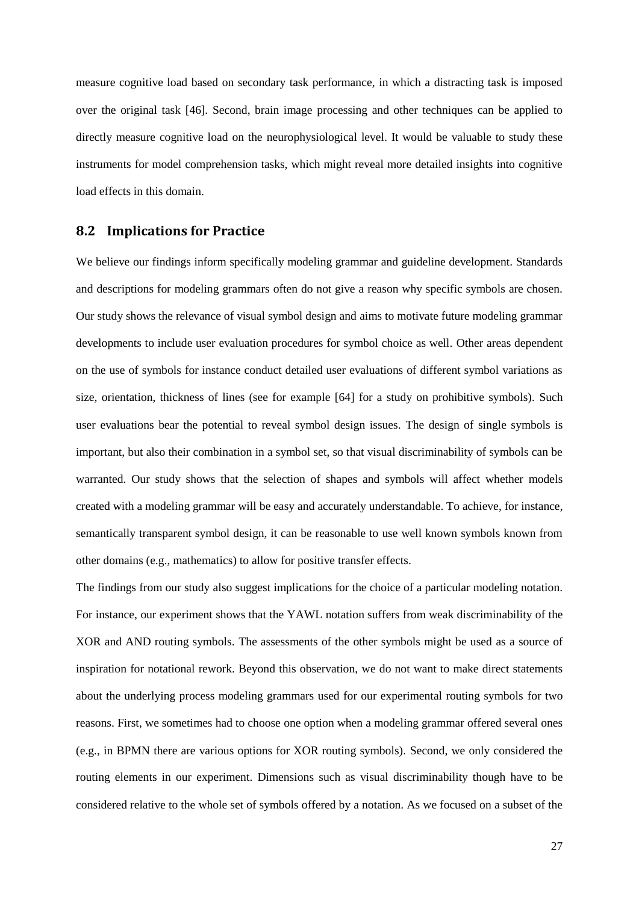measure cognitive load based on secondary task performance, in which a distracting task is imposed over the original task [46]. Second, brain image processing and other techniques can be applied to directly measure cognitive load on the neurophysiological level. It would be valuable to study these instruments for model comprehension tasks, which might reveal more detailed insights into cognitive load effects in this domain.

## 8.2 Implications for Practice

We believe our findings inform specifically modeling grammar and guideline development. Standards and descriptions for modeling grammars often do not give a reason why specific symbols are chosen. Our study shows the relevance of visual symbol design and aims to motivate future modeling grammar developments to include user evaluation procedures for symbol choice as well. Other areas dependent on the use of symbols for instance conduct detailed user evaluations of different symbol variations as size, orientation, thickness of lines (see for example [64] for a study on prohibitive symbols). Such user evaluations bear the potential to reveal symbol design issues. The design of single symbols is important, but also their combination in a symbol set, so that visual discriminability of symbols can be warranted. Our study shows that the selection of shapes and symbols will affect whether models created with a modeling grammar will be easy and accurately understandable. To achieve, for instance, semantically transparent symbol design, it can be reasonable to use well known symbols known from other domains (e.g., mathematics) to allow for positive transfer effects.

The findings from our study also suggest implications for the choice of a particular modeling notation. For instance, our experiment shows that the YAWL notation suffers from weak discriminability of the XOR and AND routing symbols. The assessments of the other symbols might be used as a source of inspiration for notational rework. Beyond this observation, we do not want to make direct statements about the underlying process modeling grammars used for our experimental routing symbols for two reasons. First, we sometimes had to choose one option when a modeling grammar offered several ones (e.g., in BPMN there are various options for XOR routing symbols). Second, we only considered the routing elements in our experiment. Dimensions such as visual discriminability though have to be considered relative to the whole set of symbols offered by a notation. As we focused on a subset of the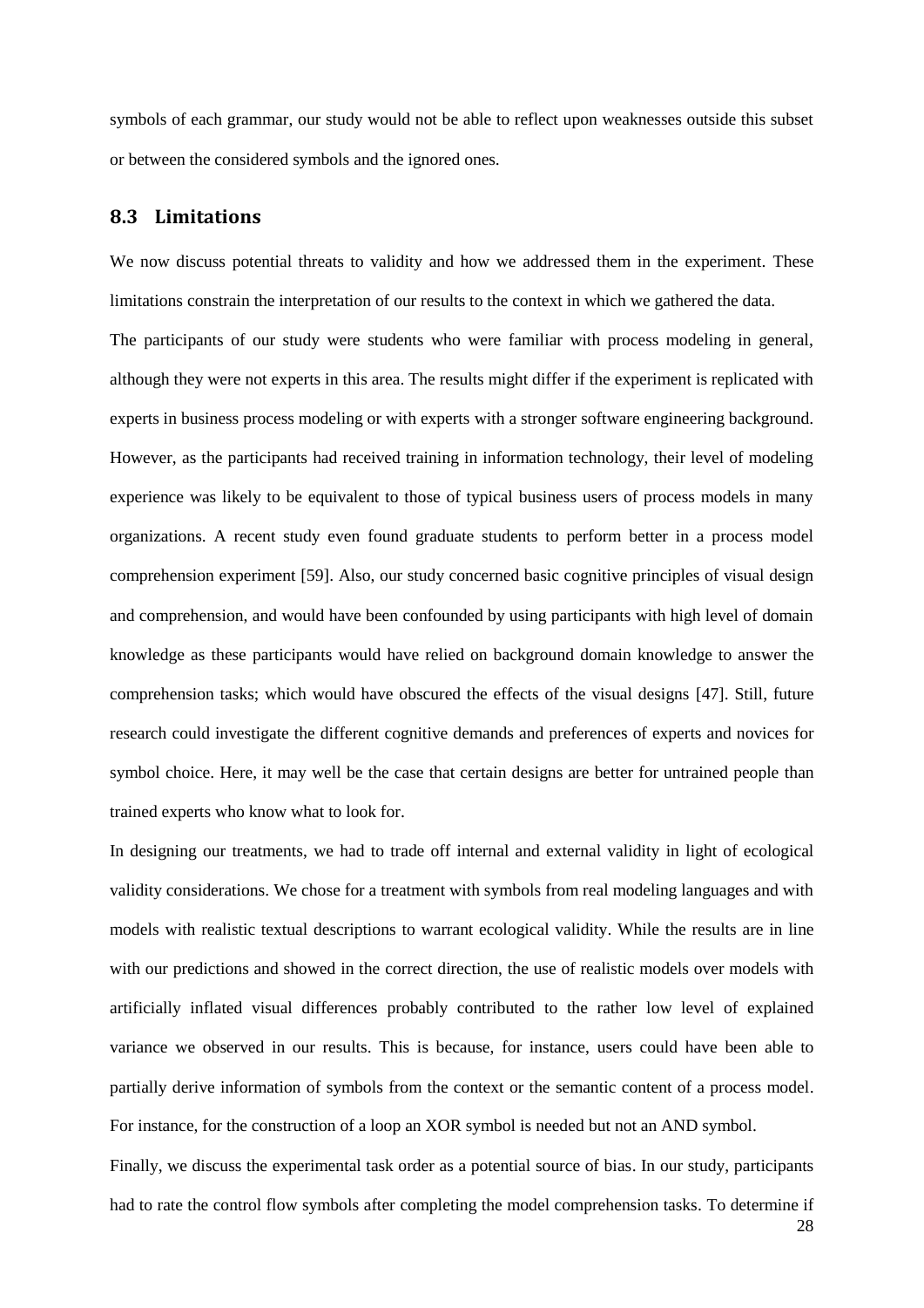symbols of each grammar, our study would not be able to reflect upon weaknesses outside this subset or between the considered symbols and the ignored ones.

## 8.3 Limitations

We now discuss potential threats to validity and how we addressed them in the experiment. These limitations constrain the interpretation of our results to the context in which we gathered the data.

The participants of our study were students who were familiar with process modeling in general, although they were not experts in this area. The results might differ if the experiment is replicated with experts in business process modeling or with experts with a stronger software engineering background. However, as the participants had received training in information technology, their level of modeling experience was likely to be equivalent to those of typical business users of process models in many organizations. A recent study even found graduate students to perform better in a process model comprehension experiment [59]. Also, our study concerned basic cognitive principles of visual design and comprehension, and would have been confounded by using participants with high level of domain knowledge as these participants would have relied on background domain knowledge to answer the comprehension tasks; which would have obscured the effects of the visual designs [47]. Still, future research could investigate the different cognitive demands and preferences of experts and novices for symbol choice. Here, it may well be the case that certain designs are better for untrained people than trained experts who know what to look for.

In designing our treatments, we had to trade off internal and external validity in light of ecological validity considerations. We chose for a treatment with symbols from real modeling languages and with models with realistic textual descriptions to warrant ecological validity. While the results are in line with our predictions and showed in the correct direction, the use of realistic models over models with artificially inflated visual differences probably contributed to the rather low level of explained variance we observed in our results. This is because, for instance, users could have been able to partially derive information of symbols from the context or the semantic content of a process model. For instance, for the construction of a loop an XOR symbol is needed but not an AND symbol.

Finally, we discuss the experimental task order as a potential source of bias. In our study, participants had to rate the control flow symbols after completing the model comprehension tasks. To determine if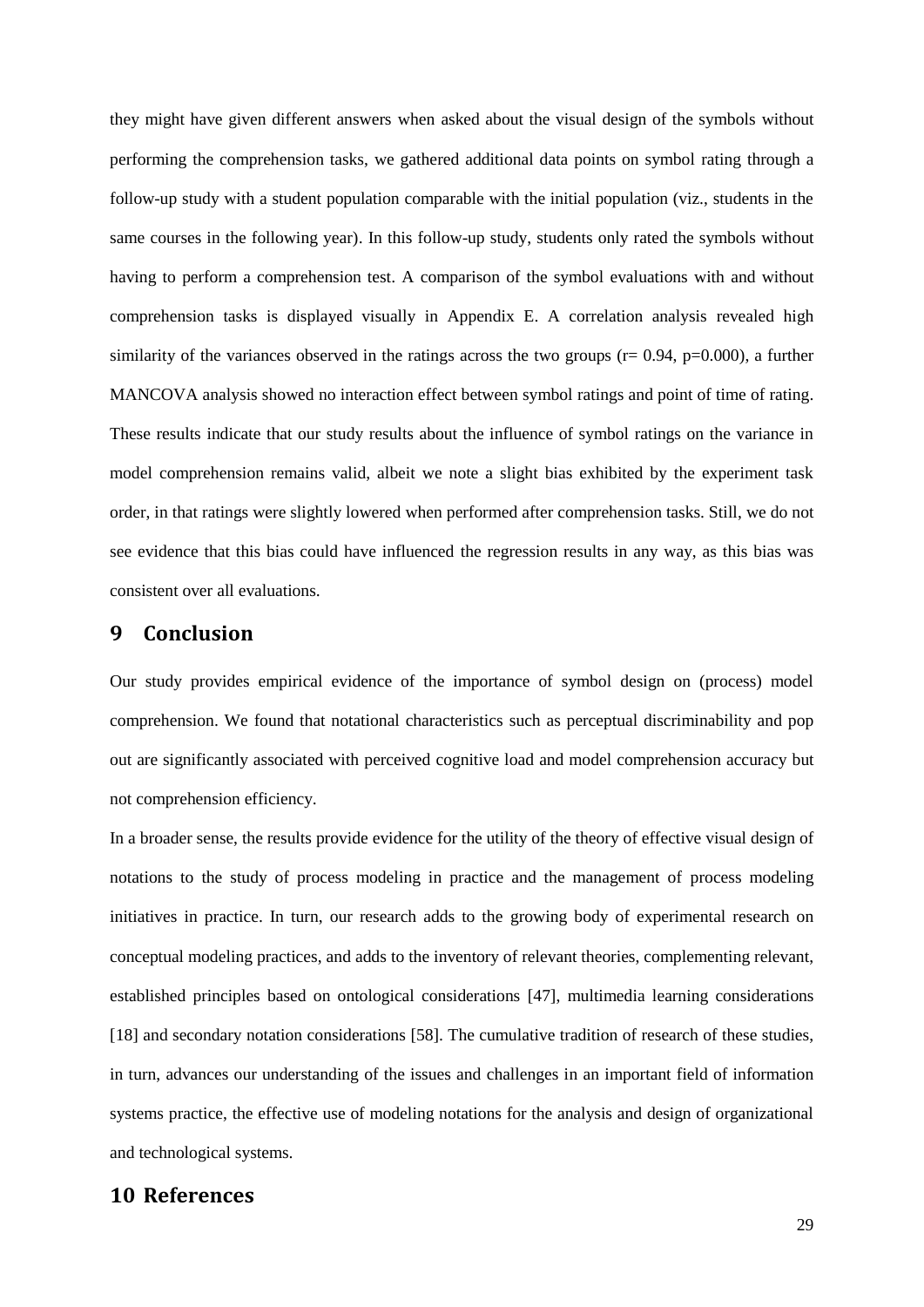they might have given different answers when asked about the visual design of the symbols without performing the comprehension tasks, we gathered additional data points on symbol rating through a follow-up study with a student population comparable with the initial population (viz., students in the same courses in the following year). In this follow-up study, students only rated the symbols without having to perform a comprehension test. A comparison of the symbol evaluations with and without comprehension tasks is displayed visually in Appendix E. A correlation analysis revealed high similarity of the variances observed in the ratings across the two groups ($r= 0.94$, $p=0.000$), a further MANCOVA analysis showed no interaction effect between symbol ratings and point of time of rating. These results indicate that our study results about the influence of symbol ratings on the variance in model comprehension remains valid, albeit we note a slight bias exhibited by the experiment task order, in that ratings were slightly lowered when performed after comprehension tasks. Still, we do not see evidence that this bias could have influenced the regression results in any way, as this bias was consistent over all evaluations.

# 9 Conclusion

Our study provides empirical evidence of the importance of symbol design on (process) model comprehension. We found that notational characteristics such as perceptual discriminability and pop out are significantly associated with perceived cognitive load and model comprehension accuracy but not comprehension efficiency.

In a broader sense, the results provide evidence for the utility of the theory of effective visual design of notations to the study of process modeling in practice and the management of process modeling initiatives in practice. In turn, our research adds to the growing body of experimental research on conceptual modeling practices, and adds to the inventory of relevant theories, complementing relevant, established principles based on ontological considerations [47], multimedia learning considerations [18] and secondary notation considerations [58]. The cumulative tradition of research of these studies, in turn, advances our understanding of the issues and challenges in an important field of information systems practice, the effective use of modeling notations for the analysis and design of organizational and technological systems.

# 10 References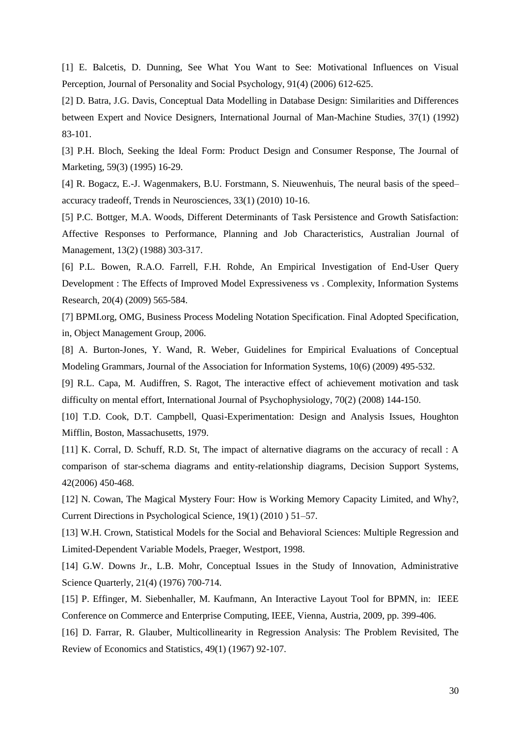[1] E. Balcetis, D. Dunning, See What You Want to See: Motivational Influences on Visual Perception, Journal of Personality and Social Psychology, 91(4) (2006) 612-625.

[2] D. Batra, J.G. Davis, Conceptual Data Modelling in Database Design: Similarities and Differences between Expert and Novice Designers, International Journal of Man-Machine Studies, 37(1) (1992) 83-101.

[3] P.H. Bloch, Seeking the Ideal Form: Product Design and Consumer Response, The Journal of Marketing, 59(3) (1995) 16-29.

[4] R. Bogacz, E.-J. Wagenmakers, B.U. Forstmann, S. Nieuwenhuis, The neural basis of the speed–accuracy tradeoff, Trends in Neurosciences, 33(1) (2010) 10-16.

[5] P.C. Bottger, M.A. Woods, Different Determinants of Task Persistence and Growth Satisfaction: Affective Responses to Performance, Planning and Job Characteristics, Australian Journal of Management, 13(2) (1988) 303-317.

[6] P.L. Bowen, R.A.O. Farrell, F.H. Rohde, An Empirical Investigation of End-User Query Development : The Effects of Improved Model Expressiveness vs . Complexity, Information Systems Research, 20(4) (2009) 565-584.

[7] BPMI.org, OMG, Business Process Modeling Notation Specification. Final Adopted Specification, in, Object Management Group, 2006.

[8] A. Burton-Jones, Y. Wand, R. Weber, Guidelines for Empirical Evaluations of Conceptual Modeling Grammars, Journal of the Association for Information Systems, 10(6) (2009) 495-532.

[9] R.L. Capa, M. Audiffren, S. Ragot, The interactive effect of achievement motivation and task difficulty on mental effort, International Journal of Psychophysiology, 70(2) (2008) 144-150.

[10] T.D. Cook, D.T. Campbell, Quasi-Experimentation: Design and Analysis Issues, Houghton Mifflin, Boston, Massachusetts, 1979.

[11] K. Corral, D. Schuff, R.D. St, The impact of alternative diagrams on the accuracy of recall : A comparison of star-schema diagrams and entity-relationship diagrams, Decision Support Systems, 42(2006) 450-468.

[12] N. Cowan, The Magical Mystery Four: How is Working Memory Capacity Limited, and Why?, Current Directions in Psychological Science, 19(1) (2010 ) 51–57.

[13] W.H. Crown, Statistical Models for the Social and Behavioral Sciences: Multiple Regression and Limited-Dependent Variable Models, Praeger, Westport, 1998.

[14] G.W. Downs Jr., L.B. Mohr, Conceptual Issues in the Study of Innovation, Administrative Science Quarterly, 21(4) (1976) 700-714.

[15] P. Effinger, M. Siebenhaller, M. Kaufmann, An Interactive Layout Tool for BPMN, in: IEEE Conference on Commerce and Enterprise Computing, IEEE, Vienna, Austria, 2009, pp. 399-406.

[16] D. Farrar, R. Glauber, Multicollinearity in Regression Analysis: The Problem Revisited, The Review of Economics and Statistics, 49(1) (1967) 92-107.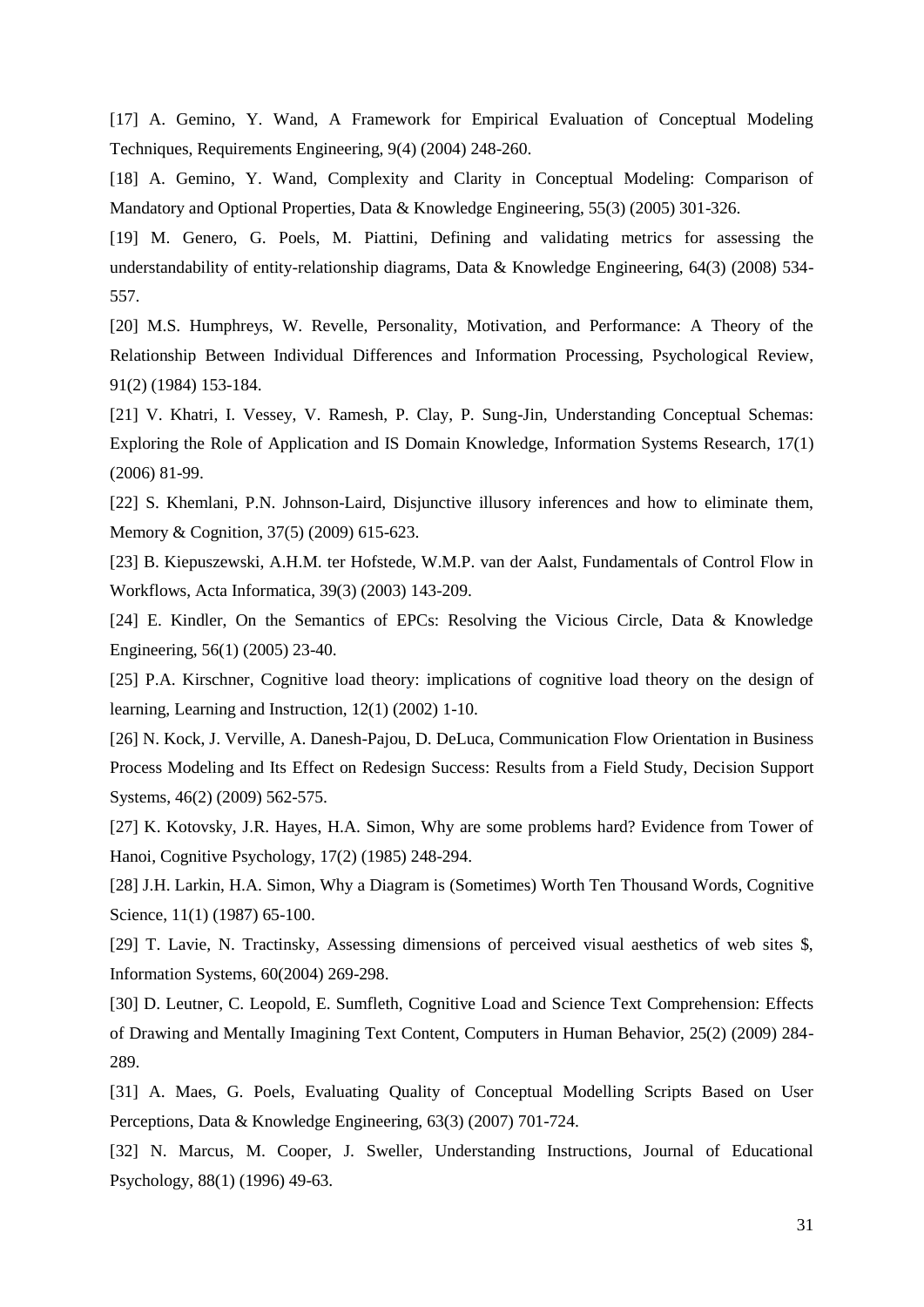[17] A. Gemino, Y. Wand, A Framework for Empirical Evaluation of Conceptual Modeling Techniques, Requirements Engineering, 9(4) (2004) 248-260.

[18] A. Gemino, Y. Wand, Complexity and Clarity in Conceptual Modeling: Comparison of Mandatory and Optional Properties, Data & Knowledge Engineering, 55(3) (2005) 301-326.

[19] M. Genero, G. Poels, M. Piattini, Defining and validating metrics for assessing the understandability of entity-relationship diagrams, Data & Knowledge Engineering, 64(3) (2008) 534-557.

[20] M.S. Humphreys, W. Revelle, Personality, Motivation, and Performance: A Theory of the Relationship Between Individual Differences and Information Processing, Psychological Review, 91(2) (1984) 153-184.

[21] V. Khatri, I. Vessey, V. Ramesh, P. Clay, P. Sung-Jin, Understanding Conceptual Schemas: Exploring the Role of Application and IS Domain Knowledge, Information Systems Research, 17(1) (2006) 81-99.

[22] S. Khemlani, P.N. Johnson-Laird, Disjunctive illusory inferences and how to eliminate them, Memory & Cognition, 37(5) (2009) 615-623.

[23] B. Kiepuszewski, A.H.M. ter Hofstede, W.M.P. van der Aalst, Fundamentals of Control Flow in Workflows, Acta Informatica, 39(3) (2003) 143-209.

[24] E. Kindler, On the Semantics of EPCs: Resolving the Vicious Circle, Data & Knowledge Engineering, 56(1) (2005) 23-40.

[25] P.A. Kirschner, Cognitive load theory: implications of cognitive load theory on the design of learning, Learning and Instruction, 12(1) (2002) 1-10.

[26] N. Kock, J. Verville, A. Danesh-Pajou, D. DeLuca, Communication Flow Orientation in Business Process Modeling and Its Effect on Redesign Success: Results from a Field Study, Decision Support Systems, 46(2) (2009) 562-575.

[27] K. Kotovsky, J.R. Hayes, H.A. Simon, Why are some problems hard? Evidence from Tower of Hanoi, Cognitive Psychology, 17(2) (1985) 248-294.

[28] J.H. Larkin, H.A. Simon, Why a Diagram is (Sometimes) Worth Ten Thousand Words, Cognitive Science, 11(1) (1987) 65-100.

[29] T. Lavie, N. Tractinsky, Assessing dimensions of perceived visual aesthetics of web sites $, Information Systems, 60(2004) 269-298.

[30] D. Leutner, C. Leopold, E. Sumfleth, Cognitive Load and Science Text Comprehension: Effects of Drawing and Mentally Imagining Text Content, Computers in Human Behavior, 25(2) (2009) 284-289.

[31] A. Maes, G. Poels, Evaluating Quality of Conceptual Modelling Scripts Based on User Perceptions, Data & Knowledge Engineering, 63(3) (2007) 701-724.

[32] N. Marcus, M. Cooper, J. Sweller, Understanding Instructions, Journal of Educational Psychology, 88(1) (1996) 49-63.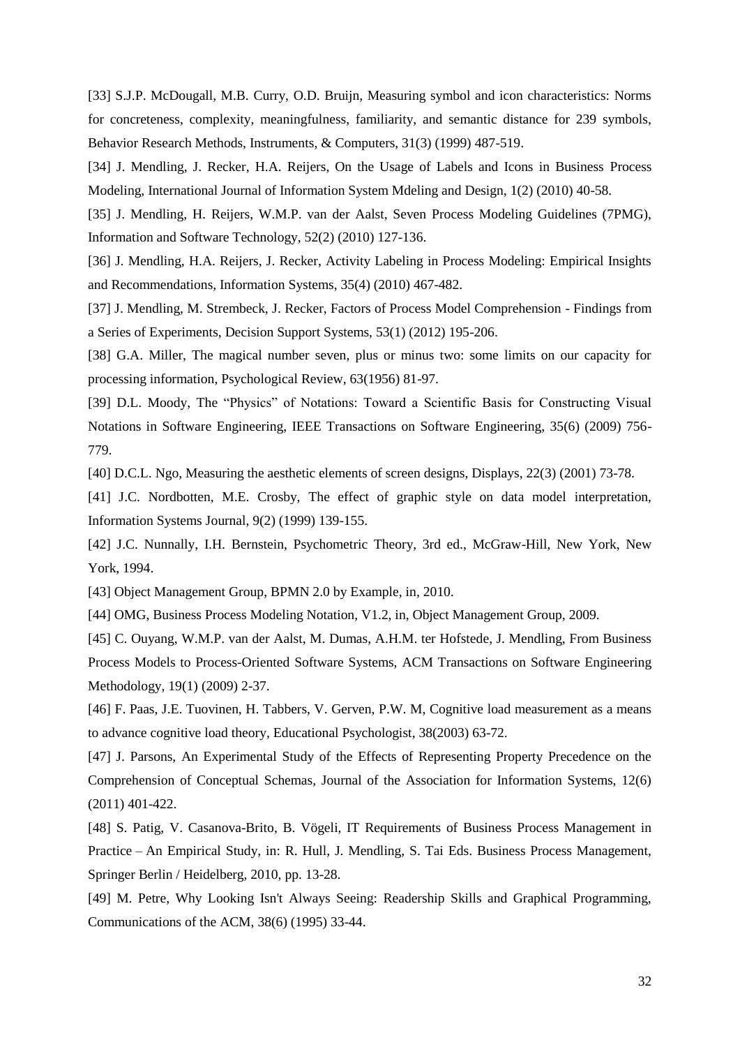[33] S.J.P. McDougall, M.B. Curry, O.D. Bruijn, Measuring symbol and icon characteristics: Norms for concreteness, complexity, meaningfulness, familiarity, and semantic distance for 239 symbols, Behavior Research Methods, Instruments, & Computers, 31(3) (1999) 487-519.

[34] J. Mendling, J. Recker, H.A. Reijers, On the Usage of Labels and Icons in Business Process Modeling, International Journal of Information System Mdeling and Design, 1(2) (2010) 40-58.

[35] J. Mendling, H. Reijers, W.M.P. van der Aalst, Seven Process Modeling Guidelines (7PMG), Information and Software Technology, 52(2) (2010) 127-136.

[36] J. Mendling, H.A. Reijers, J. Recker, Activity Labeling in Process Modeling: Empirical Insights and Recommendations, Information Systems, 35(4) (2010) 467-482.

[37] J. Mendling, M. Strembeck, J. Recker, Factors of Process Model Comprehension - Findings from a Series of Experiments, Decision Support Systems, 53(1) (2012) 195-206.

[38] G.A. Miller, The magical number seven, plus or minus two: some limits on our capacity for processing information, Psychological Review, 63(1956) 81-97.

[39] D.L. Moody, The "Physics" of Notations: Toward a Scientific Basis for Constructing Visual Notations in Software Engineering, IEEE Transactions on Software Engineering, 35(6) (2009) 756-779.

[40] D.C.L. Ngo, Measuring the aesthetic elements of screen designs, Displays, 22(3) (2001) 73-78.

[41] J.C. Nordbotten, M.E. Crosby, The effect of graphic style on data model interpretation, Information Systems Journal, 9(2) (1999) 139-155.

[42] J.C. Nunnally, I.H. Bernstein, Psychometric Theory, 3rd ed., McGraw-Hill, New York, New York, 1994.

[43] Object Management Group, BPMN 2.0 by Example, in, 2010.

[44] OMG, Business Process Modeling Notation, V1.2, in, Object Management Group, 2009.

[45] C. Ouyang, W.M.P. van der Aalst, M. Dumas, A.H.M. ter Hofstede, J. Mendling, From Business Process Models to Process-Oriented Software Systems, ACM Transactions on Software Engineering Methodology, 19(1) (2009) 2-37.

[46] F. Paas, J.E. Tuovinen, H. Tabbers, V. Gerven, P.W. M, Cognitive load measurement as a means to advance cognitive load theory, Educational Psychologist, 38(2003) 63-72.

[47] J. Parsons, An Experimental Study of the Effects of Representing Property Precedence on the Comprehension of Conceptual Schemas, Journal of the Association for Information Systems, 12(6) (2011) 401-422.

[48] S. Patig, V. Casanova-Brito, B. Vögeli, IT Requirements of Business Process Management in Practice – An Empirical Study, in: R. Hull, J. Mendling, S. Tai Eds. Business Process Management, Springer Berlin / Heidelberg, 2010, pp. 13-28.

[49] M. Petre, Why Looking Isn't Always Seeing: Readership Skills and Graphical Programming, Communications of the ACM, 38(6) (1995) 33-44.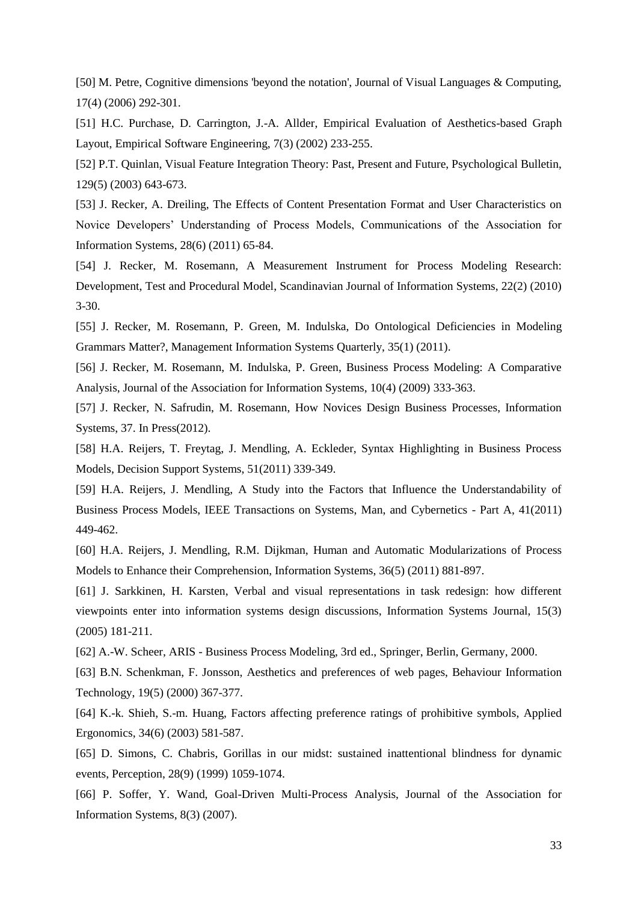[50] M. Petre, Cognitive dimensions 'beyond the notation', Journal of Visual Languages & Computing, 17(4) (2006) 292-301.

[51] H.C. Purchase, D. Carrington, J.-A. Allder, Empirical Evaluation of Aesthetics-based Graph Layout, Empirical Software Engineering, 7(3) (2002) 233-255.

[52] P.T. Quinlan, Visual Feature Integration Theory: Past, Present and Future, Psychological Bulletin, 129(5) (2003) 643-673.

[53] J. Recker, A. Dreiling, The Effects of Content Presentation Format and User Characteristics on Novice Developers' Understanding of Process Models, Communications of the Association for Information Systems, 28(6) (2011) 65-84.

[54] J. Recker, M. Rosemann, A Measurement Instrument for Process Modeling Research: Development, Test and Procedural Model, Scandinavian Journal of Information Systems, 22(2) (2010) 3-30.

[55] J. Recker, M. Rosemann, P. Green, M. Indulska, Do Ontological Deficiencies in Modeling Grammars Matter?, Management Information Systems Quarterly, 35(1) (2011).

[56] J. Recker, M. Rosemann, M. Indulska, P. Green, Business Process Modeling: A Comparative Analysis, Journal of the Association for Information Systems, 10(4) (2009) 333-363.

[57] J. Recker, N. Safrudin, M. Rosemann, How Novices Design Business Processes, Information Systems, 37. In Press(2012).

[58] H.A. Reijers, T. Freytag, J. Mendling, A. Eckleder, Syntax Highlighting in Business Process Models, Decision Support Systems, 51(2011) 339-349.

[59] H.A. Reijers, J. Mendling, A Study into the Factors that Influence the Understandability of Business Process Models, IEEE Transactions on Systems, Man, and Cybernetics - Part A, 41(2011) 449-462.

[60] H.A. Reijers, J. Mendling, R.M. Dijkman, Human and Automatic Modularizations of Process Models to Enhance their Comprehension, Information Systems, 36(5) (2011) 881-897.

[61] J. Sarkkinen, H. Karsten, Verbal and visual representations in task redesign: how different viewpoints enter into information systems design discussions, Information Systems Journal, 15(3) (2005) 181-211.

[62] A.-W. Scheer, ARIS - Business Process Modeling, 3rd ed., Springer, Berlin, Germany, 2000.

[63] B.N. Schenkman, F. Jonsson, Aesthetics and preferences of web pages, Behaviour Information Technology, 19(5) (2000) 367-377.

[64] K.-k. Shieh, S.-m. Huang, Factors affecting preference ratings of prohibitive symbols, Applied Ergonomics, 34(6) (2003) 581-587.

[65] D. Simons, C. Chabris, Gorillas in our midst: sustained inattentional blindness for dynamic events, Perception, 28(9) (1999) 1059-1074.

[66] P. Soffer, Y. Wand, Goal-Driven Multi-Process Analysis, Journal of the Association for Information Systems, 8(3) (2007).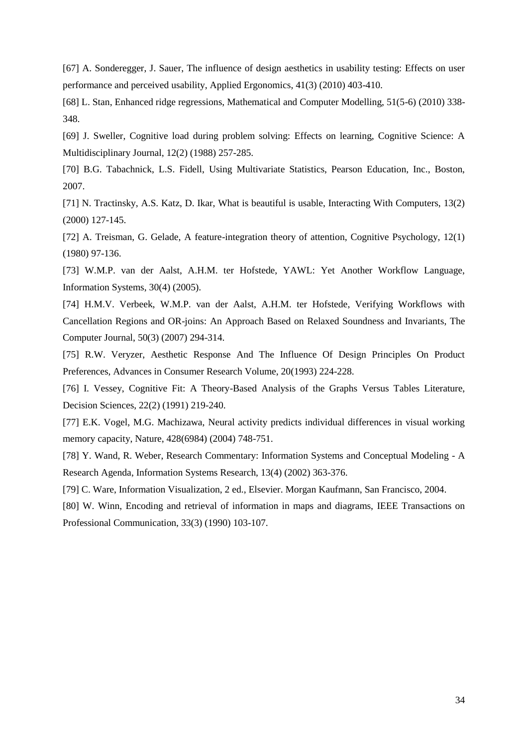[67] A. Sonderegger, J. Sauer, The influence of design aesthetics in usability testing: Effects on user performance and perceived usability, Applied Ergonomics, 41(3) (2010) 403-410.

[68] L. Stan, Enhanced ridge regressions, Mathematical and Computer Modelling, 51(5-6) (2010) 338-348.

[69] J. Sweller, Cognitive load during problem solving: Effects on learning, Cognitive Science: A Multidisciplinary Journal, 12(2) (1988) 257-285.

[70] B.G. Tabachnick, L.S. Fidell, Using Multivariate Statistics, Pearson Education, Inc., Boston, 2007.

[71] N. Tractinsky, A.S. Katz, D. Ikar, What is beautiful is usable, Interacting With Computers, 13(2) (2000) 127-145.

[72] A. Treisman, G. Gelade, A feature-integration theory of attention, Cognitive Psychology, 12(1) (1980) 97-136.

[73] W.M.P. van der Aalst, A.H.M. ter Hofstede, YAWL: Yet Another Workflow Language, Information Systems, 30(4) (2005).

[74] H.M.V. Verbeek, W.M.P. van der Aalst, A.H.M. ter Hofstede, Verifying Workflows with Cancellation Regions and OR-joins: An Approach Based on Relaxed Soundness and Invariants, The Computer Journal, 50(3) (2007) 294-314.

[75] R.W. Veryzer, Aesthetic Response And The Influence Of Design Principles On Product Preferences, Advances in Consumer Research Volume, 20(1993) 224-228.

[76] I. Vessey, Cognitive Fit: A Theory-Based Analysis of the Graphs Versus Tables Literature, Decision Sciences, 22(2) (1991) 219-240.

[77] E.K. Vogel, M.G. Machizawa, Neural activity predicts individual differences in visual working memory capacity, Nature, 428(6984) (2004) 748-751.

[78] Y. Wand, R. Weber, Research Commentary: Information Systems and Conceptual Modeling - A Research Agenda, Information Systems Research, 13(4) (2002) 363-376.

[79] C. Ware, Information Visualization, 2 ed., Elsevier. Morgan Kaufmann, San Francisco, 2004.

[80] W. Winn, Encoding and retrieval of information in maps and diagrams, IEEE Transactions on Professional Communication, 33(3) (1990) 103-107.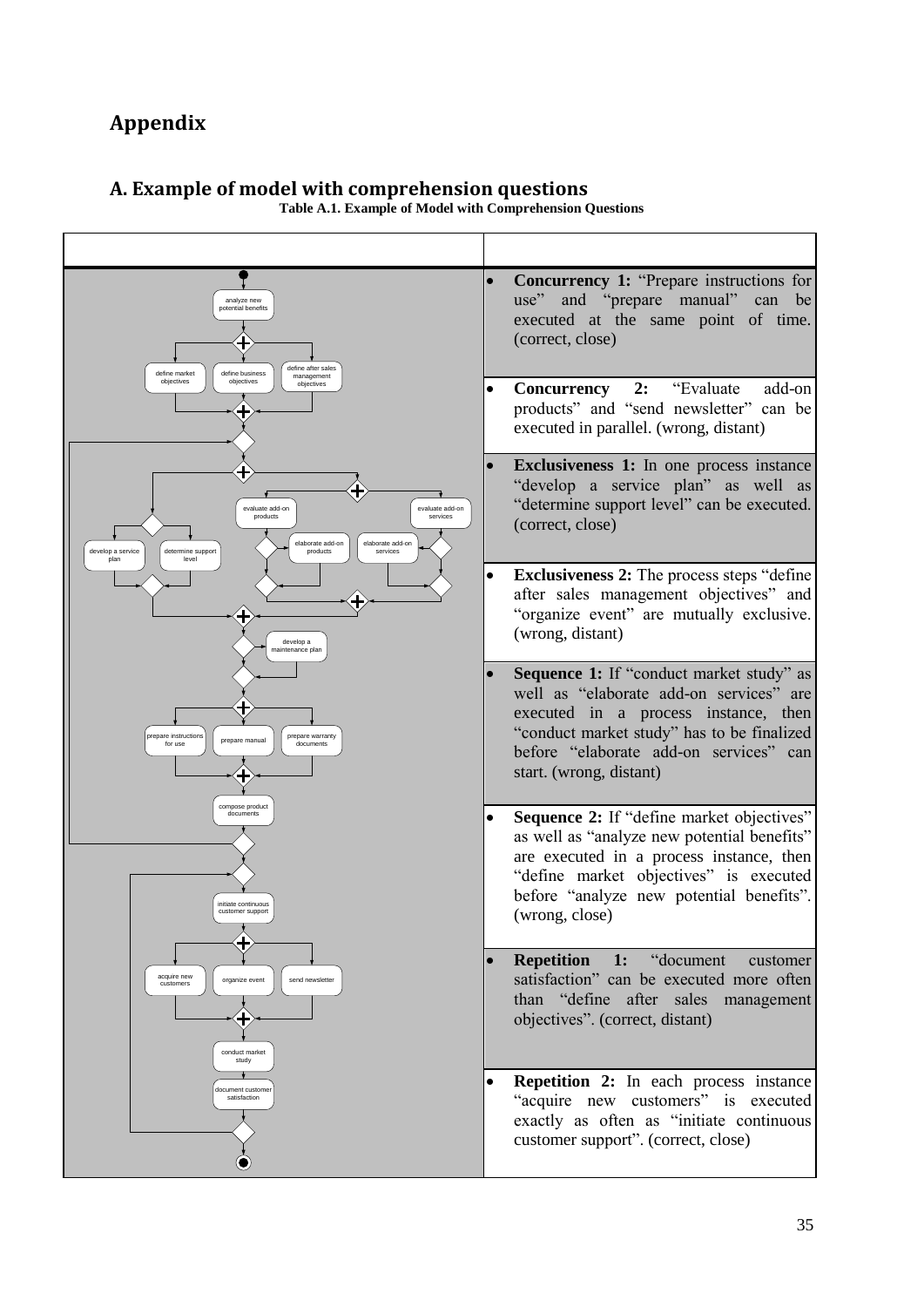# Appendix

## A. Example of model with comprehension questions

**Table A.1. Example of Model with Comprehension Questions**

| | |
|---|---|
| | |
| analyze new potential benefits; define market objectives; define business objectives; define after sales management objectives; evaluate add-on products; evaluate add-on services; develop a service plan; determine support level; elaborate add-on products; elaborate add-on services; develop a maintenance plan; prepare instructions for use; prepare manual; prepare warranty documents; compose product documents; initiate continuous customer support; acquire new customers; organize event; send newsletter; conduct market study; document customer satisfaction | • **Concurrency 1:** "Prepare instructions for use" and "prepare manual" can be executed at the same point of time. (correct, close)<br>• **Concurrency 2:** "Evaluate add-on products" and "send newsletter" can be executed in parallel. (wrong, distant)<br>• **Exclusiveness 1:** In one process instance "develop a service plan" as well as "determine support level" can be executed. (correct, close)<br>• **Exclusiveness 2:** The process steps "define after sales management objectives" and "organize event" are mutually exclusive. (wrong, distant)<br>• **Sequence 1:** If "conduct market study" as well as "elaborate add-on services" are executed in a process instance, then "conduct market study" has to be finalized before "elaborate add-on services" can start. (wrong, distant)<br>• **Sequence 2:** If "define market objectives" as well as "analyze new potential benefits" are executed in a process instance, then "define market objectives" is executed before "analyze new potential benefits". (wrong, close)<br>• **Repetition 1:** "document customer satisfaction" can be executed more often than "define after sales management objectives". (correct, distant)<br>• **Repetition 2:** In each process instance "acquire new customers" is executed exactly as often as "initiate continuous customer support". (correct, close) |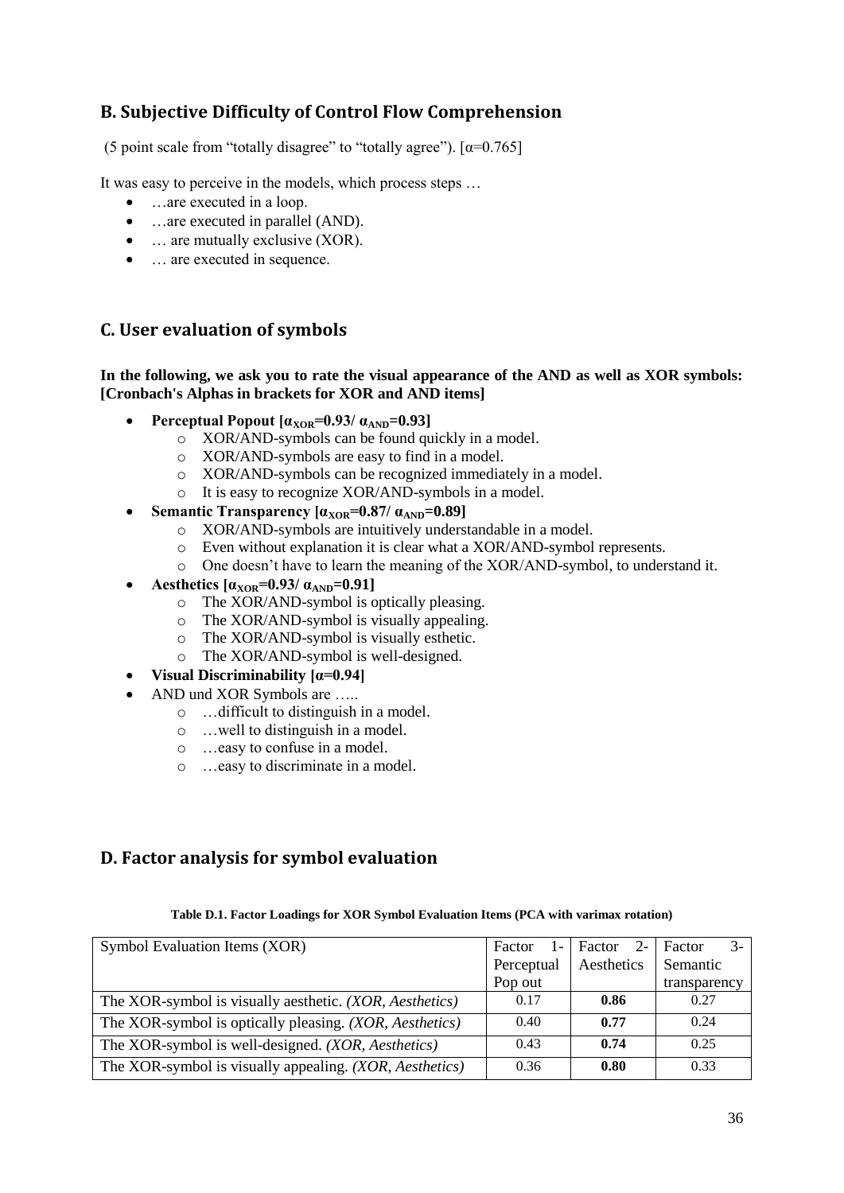## B. Subjective Difficulty of Control Flow Comprehension

(5 point scale from "totally disagree" to "totally agree"). [$\alpha$=0.765]

It was easy to perceive in the models, which process steps …

- …are executed in a loop.
- …are executed in parallel (AND).
- … are mutually exclusive (XOR).
- … are executed in sequence.

## C. User evaluation of symbols

**In the following, we ask you to rate the visual appearance of the AND as well as XOR symbols: [Cronbach's Alphas in brackets for XOR and AND items]**

- **Perceptual Popout [$\alpha_{XOR}$=0.93/ $\alpha_{AND}$=0.93]**
  - XOR/AND-symbols can be found quickly in a model.
  - XOR/AND-symbols are easy to find in a model.
  - XOR/AND-symbols can be recognized immediately in a model.
  - It is easy to recognize XOR/AND-symbols in a model.
- **Semantic Transparency [$\alpha_{XOR}$=0.87/ $\alpha_{AND}$=0.89]**
  - XOR/AND-symbols are intuitively understandable in a model.
  - Even without explanation it is clear what a XOR/AND-symbol represents.
  - One doesn't have to learn the meaning of the XOR/AND-symbol, to understand it.
- **Aesthetics [$\alpha_{XOR}$=0.93/ $\alpha_{AND}$=0.91]**
  - The XOR/AND-symbol is optically pleasing.
  - The XOR/AND-symbol is visually appealing.
  - The XOR/AND-symbol is visually esthetic.
  - The XOR/AND-symbol is well-designed.
- **Visual Discriminability [$\alpha$=0.94]**
- AND und XOR Symbols are …..
  - …difficult to distinguish in a model.
  - …well to distinguish in a model.
  - …easy to confuse in a model.
  - …easy to discriminate in a model.

## D. Factor analysis for symbol evaluation

**Table D.1. Factor Loadings for XOR Symbol Evaluation Items (PCA with varimax rotation)**

| Symbol Evaluation Items (XOR) | Factor 1- Perceptual Pop out | Factor 2- Aesthetics | Factor 3- Semantic transparency |
|---|---|---|---|
| The XOR-symbol is visually aesthetic. *(XOR, Aesthetics)* | 0.17 | **0.86** | 0.27 |
| The XOR-symbol is optically pleasing. *(XOR, Aesthetics)* | 0.40 | **0.77** | 0.24 |
| The XOR-symbol is well-designed. *(XOR, Aesthetics)* | 0.43 | **0.74** | 0.25 |
| The XOR-symbol is visually appealing. *(XOR, Aesthetics)* | 0.36 | **0.80** | 0.33 |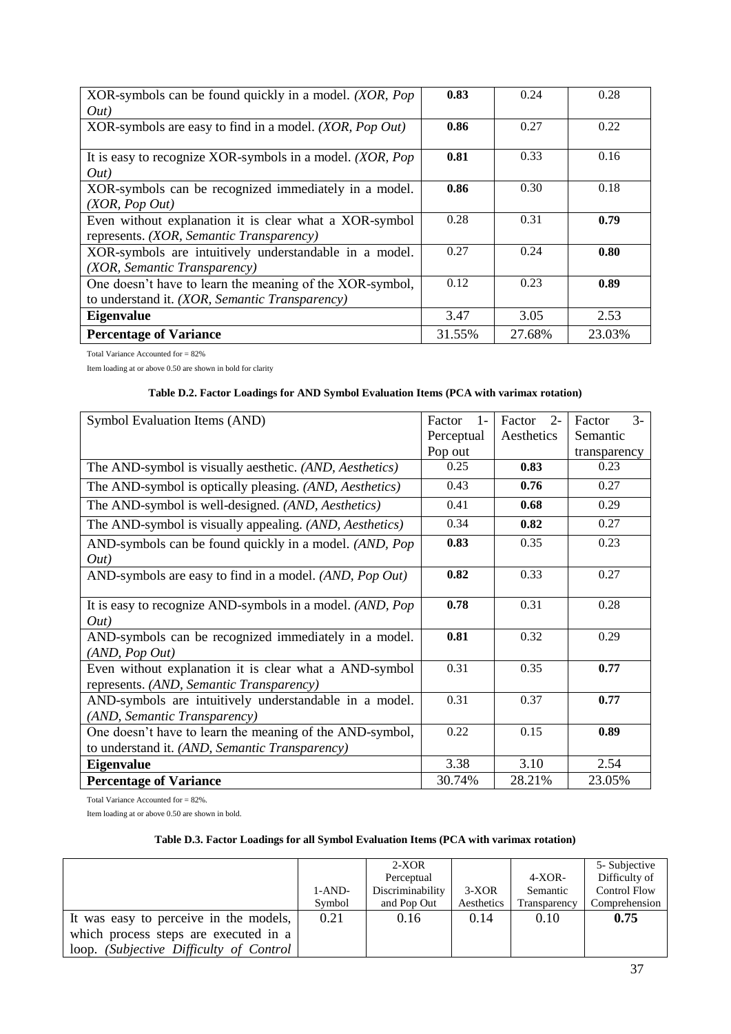| | | | |
|---|---|---|---|
| XOR-symbols can be found quickly in a model. *(XOR, Pop Out)* | **0.83** | 0.24 | 0.28 |
| XOR-symbols are easy to find in a model. *(XOR, Pop Out)* | **0.86** | 0.27 | 0.22 |
| It is easy to recognize XOR-symbols in a model. *(XOR, Pop Out)* | **0.81** | 0.33 | 0.16 |
| XOR-symbols can be recognized immediately in a model. *(XOR, Pop Out)* | **0.86** | 0.30 | 0.18 |
| Even without explanation it is clear what a XOR-symbol represents. *(XOR, Semantic Transparency)* | 0.28 | 0.31 | **0.79** |
| XOR-symbols are intuitively understandable in a model. *(XOR, Semantic Transparency)* | 0.27 | 0.24 | **0.80** |
| One doesn't have to learn the meaning of the XOR-symbol, to understand it. *(XOR, Semantic Transparency)* | 0.12 | 0.23 | **0.89** |
| **Eigenvalue** | 3.47 | 3.05 | 2.53 |
| **Percentage of Variance** | 31.55% | 27.68% | 23.03% |

Total Variance Accounted for = 82%

Item loading at or above 0.50 are shown in bold for clarity

**Table D.2. Factor Loadings for AND Symbol Evaluation Items (PCA with varimax rotation)**

| Symbol Evaluation Items (AND) | Factor 1- Perceptual Pop out | Factor 2- Aesthetics | Factor 3- Semantic transparency |
|---|---|---|---|
| The AND-symbol is visually aesthetic. *(AND, Aesthetics)* | 0.25 | **0.83** | 0.23 |
| The AND-symbol is optically pleasing. *(AND, Aesthetics)* | 0.43 | **0.76** | 0.27 |
| The AND-symbol is well-designed. *(AND, Aesthetics)* | 0.41 | **0.68** | 0.29 |
| The AND-symbol is visually appealing. *(AND, Aesthetics)* | 0.34 | **0.82** | 0.27 |
| AND-symbols can be found quickly in a model. *(AND, Pop Out)* | **0.83** | 0.35 | 0.23 |
| AND-symbols are easy to find in a model. *(AND, Pop Out)* | **0.82** | 0.33 | 0.27 |
| It is easy to recognize AND-symbols in a model. *(AND, Pop Out)* | **0.78** | 0.31 | 0.28 |
| AND-symbols can be recognized immediately in a model. *(AND, Pop Out)* | **0.81** | 0.32 | 0.29 |
| Even without explanation it is clear what a AND-symbol represents. *(AND, Semantic Transparency)* | 0.31 | 0.35 | **0.77** |
| AND-symbols are intuitively understandable in a model. *(AND, Semantic Transparency)* | 0.31 | 0.37 | **0.77** |
| One doesn't have to learn the meaning of the AND-symbol, to understand it. *(AND, Semantic Transparency)* | 0.22 | 0.15 | **0.89** |
| **Eigenvalue** | 3.38 | 3.10 | 2.54 |
| **Percentage of Variance** | 30.74% | 28.21% | 23.05% |

Total Variance Accounted for = 82%.

Item loading at or above 0.50 are shown in bold.

**Table D.3. Factor Loadings for all Symbol Evaluation Items (PCA with varimax rotation)**

| | 1-AND-Symbol | 2-XOR Perceptual Discriminability and Pop Out | 3-XOR Aesthetics | 4-XOR-Semantic Transparency | 5- Subjective Difficulty of Control Flow Comprehension |
|---|---|---|---|---|---|
| It was easy to perceive in the models, which process steps are executed in a loop. *(Subjective Difficulty of Control* | 0.21 | 0.16 | 0.14 | 0.10 | **0.75** |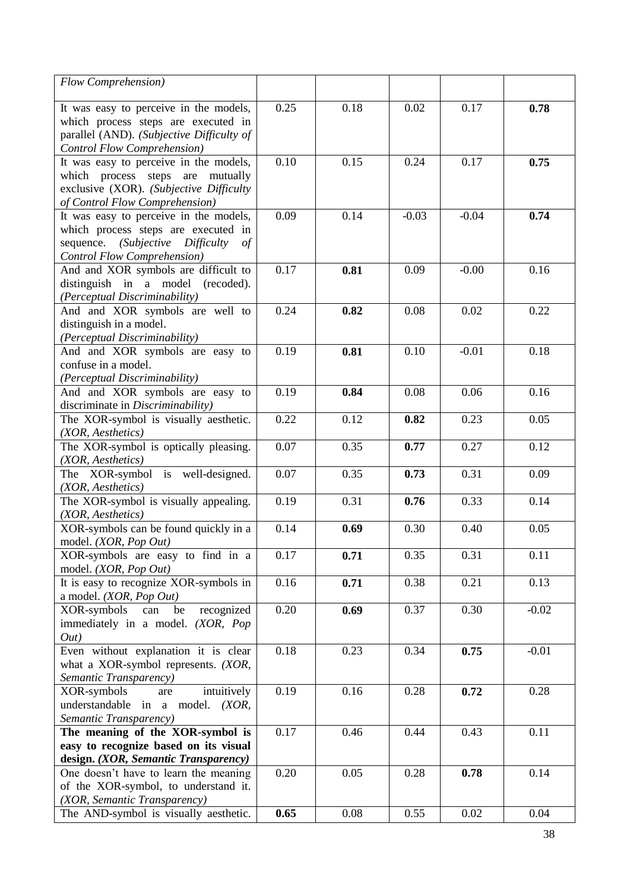| | | | | | |
|---|---|---|---|---|---|
| *Flow Comprehension)* | | | | | |
| It was easy to perceive in the models, which process steps are executed in parallel (AND). *(Subjective Difficulty of Control Flow Comprehension)* | 0.25 | 0.18 | 0.02 | 0.17 | **0.78** |
| It was easy to perceive in the models, which process steps are mutually exclusive (XOR). *(Subjective Difficulty of Control Flow Comprehension)* | 0.10 | 0.15 | 0.24 | 0.17 | **0.75** |
| It was easy to perceive in the models, which process steps are executed in sequence. *(Subjective Difficulty of Control Flow Comprehension)* | 0.09 | 0.14 | -0.03 | -0.04 | **0.74** |
| And and XOR symbols are difficult to distinguish in a model (recoded). *(Perceptual Discriminability)* | 0.17 | **0.81** | 0.09 | -0.00 | 0.16 |
| And and XOR symbols are well to distinguish in a model. *(Perceptual Discriminability)* | 0.24 | **0.82** | 0.08 | 0.02 | 0.22 |
| And and XOR symbols are easy to confuse in a model. *(Perceptual Discriminability)* | 0.19 | **0.81** | 0.10 | -0.01 | 0.18 |
| And and XOR symbols are easy to discriminate in *Discriminability)* | 0.19 | **0.84** | 0.08 | 0.06 | 0.16 |
| The XOR-symbol is visually aesthetic. *(XOR, Aesthetics)* | 0.22 | 0.12 | **0.82** | 0.23 | 0.05 |
| The XOR-symbol is optically pleasing. *(XOR, Aesthetics)* | 0.07 | 0.35 | **0.77** | 0.27 | 0.12 |
| The XOR-symbol is well-designed. *(XOR, Aesthetics)* | 0.07 | 0.35 | **0.73** | 0.31 | 0.09 |
| The XOR-symbol is visually appealing. *(XOR, Aesthetics)* | 0.19 | 0.31 | **0.76** | 0.33 | 0.14 |
| XOR-symbols can be found quickly in a model. *(XOR, Pop Out)* | 0.14 | **0.69** | 0.30 | 0.40 | 0.05 |
| XOR-symbols are easy to find in a model. *(XOR, Pop Out)* | 0.17 | **0.71** | 0.35 | 0.31 | 0.11 |
| It is easy to recognize XOR-symbols in a model. *(XOR, Pop Out)* | 0.16 | **0.71** | 0.38 | 0.21 | 0.13 |
| XOR-symbols can be recognized immediately in a model. *(XOR, Pop Out)* | 0.20 | **0.69** | 0.37 | 0.30 | -0.02 |
| Even without explanation it is clear what a XOR-symbol represents. *(XOR, Semantic Transparency)* | 0.18 | 0.23 | 0.34 | **0.75** | -0.01 |
| XOR-symbols are intuitively understandable in a model. *(XOR, Semantic Transparency)* | 0.19 | 0.16 | 0.28 | **0.72** | 0.28 |
| **The meaning of the XOR-symbol is easy to recognize based on its visual design. *(XOR, Semantic Transparency)*** | 0.17 | 0.46 | 0.44 | 0.43 | 0.11 |
| One doesn't have to learn the meaning of the XOR-symbol, to understand it. *(XOR, Semantic Transparency)* | 0.20 | 0.05 | 0.28 | **0.78** | 0.14 |
| The AND-symbol is visually aesthetic. | **0.65** | 0.08 | 0.55 | 0.02 | 0.04 |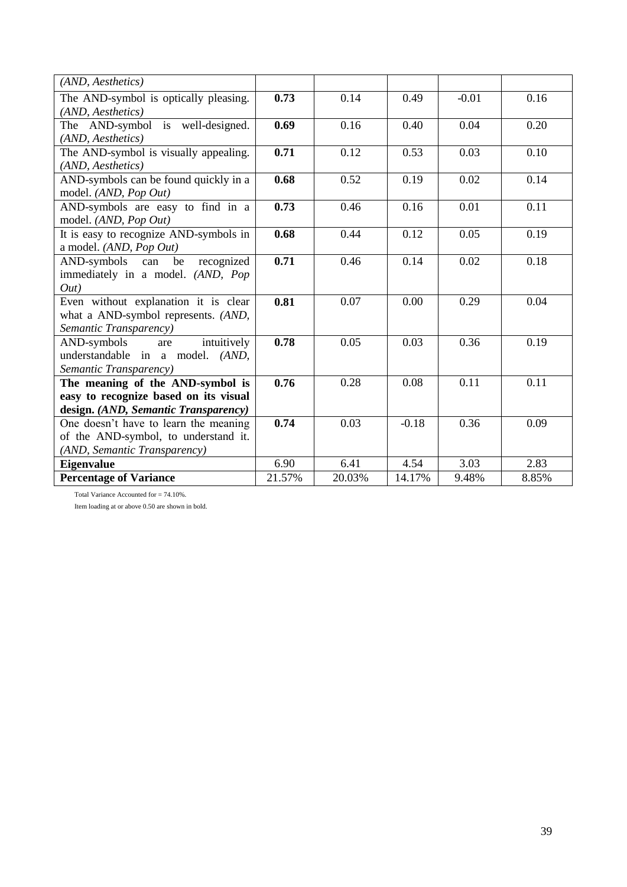| | | | | | |
|---|---|---|---|---|---|
| *(AND, Aesthetics)* | | | | | |
| The AND-symbol is optically pleasing. *(AND, Aesthetics)* | **0.73** | 0.14 | 0.49 | -0.01 | 0.16 |
| The AND-symbol is well-designed. *(AND, Aesthetics)* | **0.69** | 0.16 | 0.40 | 0.04 | 0.20 |
| The AND-symbol is visually appealing. *(AND, Aesthetics)* | **0.71** | 0.12 | 0.53 | 0.03 | 0.10 |
| AND-symbols can be found quickly in a model. *(AND, Pop Out)* | **0.68** | 0.52 | 0.19 | 0.02 | 0.14 |
| AND-symbols are easy to find in a model. *(AND, Pop Out)* | **0.73** | 0.46 | 0.16 | 0.01 | 0.11 |
| It is easy to recognize AND-symbols in a model. *(AND, Pop Out)* | **0.68** | 0.44 | 0.12 | 0.05 | 0.19 |
| AND-symbols can be recognized immediately in a model. *(AND, Pop Out)* | **0.71** | 0.46 | 0.14 | 0.02 | 0.18 |
| Even without explanation it is clear what a AND-symbol represents. *(AND, Semantic Transparency)* | **0.81** | 0.07 | 0.00 | 0.29 | 0.04 |
| AND-symbols are intuitively understandable in a model. *(AND, Semantic Transparency)* | **0.78** | 0.05 | 0.03 | 0.36 | 0.19 |
| **The meaning of the AND-symbol is easy to recognize based on its visual design. *(AND, Semantic Transparency)*** | **0.76** | 0.28 | 0.08 | 0.11 | 0.11 |
| One doesn't have to learn the meaning of the AND-symbol, to understand it. *(AND, Semantic Transparency)* | **0.74** | 0.03 | -0.18 | 0.36 | 0.09 |
| **Eigenvalue** | 6.90 | 6.41 | 4.54 | 3.03 | 2.83 |
| **Percentage of Variance** | 21.57% | 20.03% | 14.17% | 9.48% | 8.85% |

Total Variance Accounted for = 74.10%.

Item loading at or above 0.50 are shown in bold.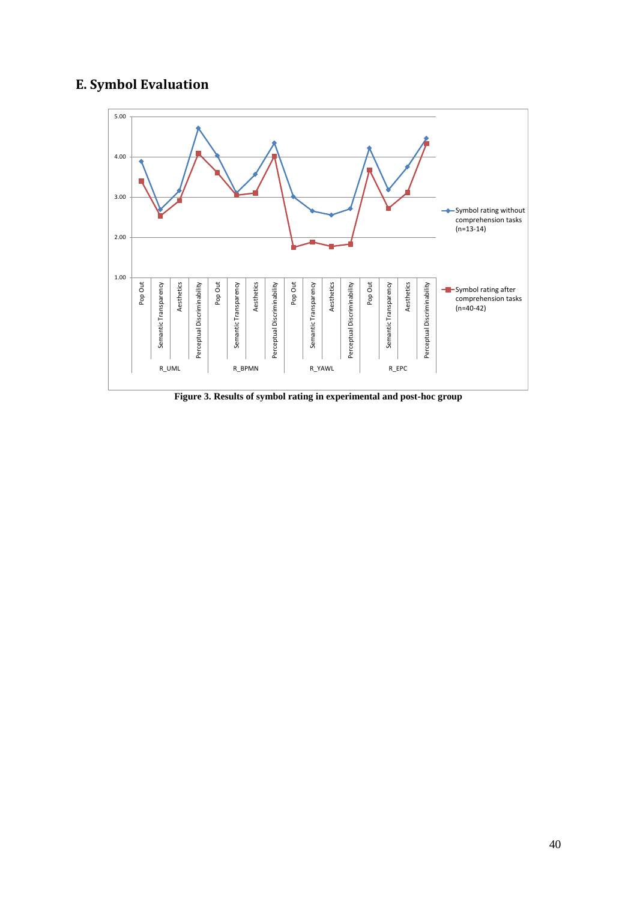## E. Symbol Evaluation

5.00
4.00
3.00
2.00
1.00

Pop Out
Semantic Transparency
Aesthetics
Perceptual Discriminability
Pop Out
Semantic Transparency
Aesthetics
Perceptual Discriminability
Pop Out
Semantic Transparency
Aesthetics
Perceptual Discriminability
Pop Out
Semantic Transparency
Aesthetics
Perceptual Discriminability

R_UML
R_BPMN
R_YAWL
R_EPC

Symbol rating without comprehension tasks (n=13-14)

Symbol rating after comprehension tasks (n=40-42)

**Figure 3. Results of symbol rating in experimental and post-hoc group**